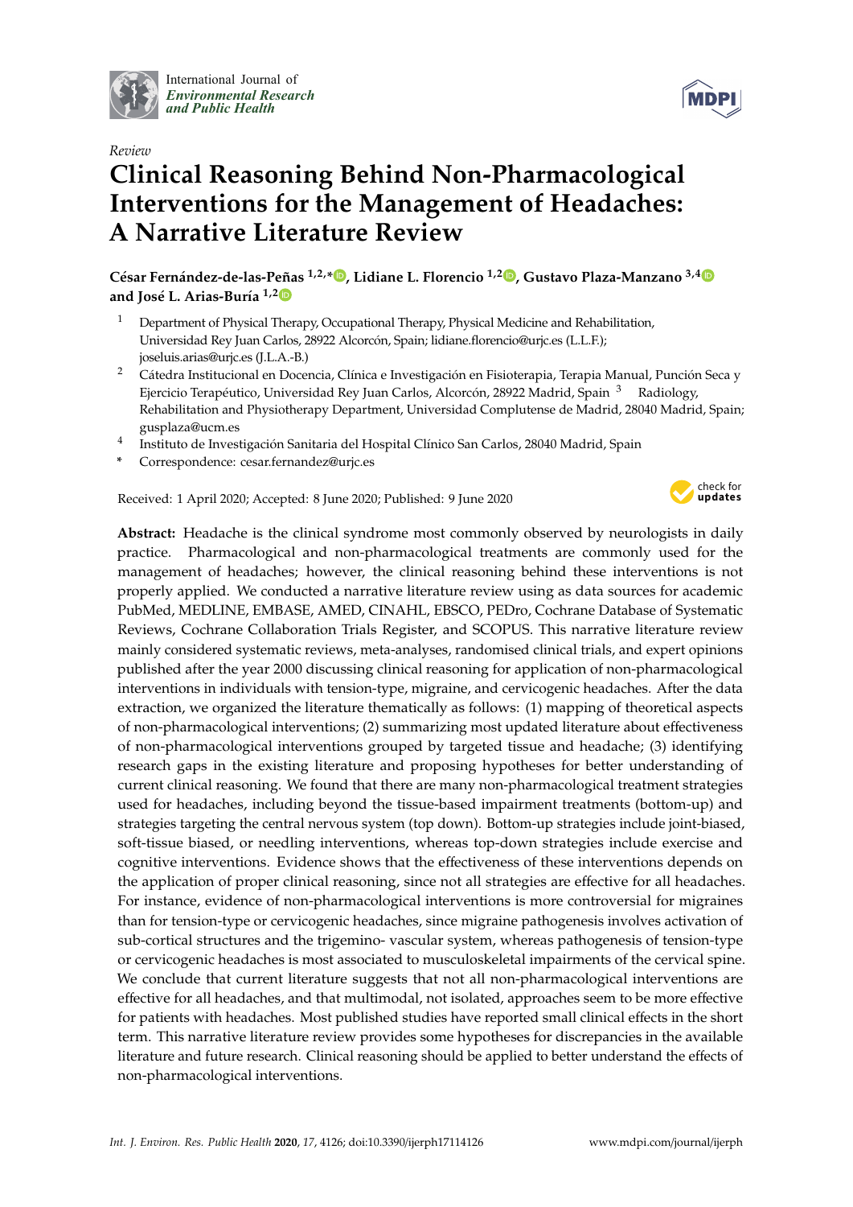International Journal of *Environmental Research and Public Health*

*Review*

# Clinical Reasoning Behind Non-Pharmacological Interventions for the Management of Headaches: A Narrative Literature Review

**César Fernández-de-las-Peñas [1,2,*], Lidiane L. Florencio [1,2], Gustavo Plaza-Manzano [3,4] and José L. Arias-Buría [1,2]**

1. Department of Physical Therapy, Occupational Therapy, Physical Medicine and Rehabilitation, Universidad Rey Juan Carlos, 28922 Alcorcón, Spain; lidiane.florencio@urjc.es (L.L.F.); joseluis.arias@urjc.es (J.L.A.-B.)
2. Cátedra Institucional en Docencia, Clínica e Investigación en Fisioterapia, Terapia Manual, Punción Seca y Ejercicio Terapéutico, Universidad Rey Juan Carlos, Alcorcón, 28922 Madrid, Spain
3. Radiology, Rehabilitation and Physiotherapy Department, Universidad Complutense de Madrid, 28040 Madrid, Spain; gusplaza@ucm.es
4. Instituto de Investigación Sanitaria del Hospital Clínico San Carlos, 28040 Madrid, Spain

\* Correspondence: cesar.fernandez@urjc.es

Received: 1 April 2020; Accepted: 8 June 2020; Published: 9 June 2020

**Abstract:** Headache is the clinical syndrome most commonly observed by neurologists in daily practice. Pharmacological and non-pharmacological treatments are commonly used for the management of headaches; however, the clinical reasoning behind these interventions is not properly applied. We conducted a narrative literature review using as data sources for academic PubMed, MEDLINE, EMBASE, AMED, CINAHL, EBSCO, PEDro, Cochrane Database of Systematic Reviews, Cochrane Collaboration Trials Register, and SCOPUS. This narrative literature review mainly considered systematic reviews, meta-analyses, randomised clinical trials, and expert opinions published after the year 2000 discussing clinical reasoning for application of non-pharmacological interventions in individuals with tension-type, migraine, and cervicogenic headaches. After the data extraction, we organized the literature thematically as follows: (1) mapping of theoretical aspects of non-pharmacological interventions; (2) summarizing most updated literature about effectiveness of non-pharmacological interventions grouped by targeted tissue and headache; (3) identifying research gaps in the existing literature and proposing hypotheses for better understanding of current clinical reasoning. We found that there are many non-pharmacological treatment strategies used for headaches, including beyond the tissue-based impairment treatments (bottom-up) and strategies targeting the central nervous system (top down). Bottom-up strategies include joint-biased, soft-tissue biased, or needling interventions, whereas top-down strategies include exercise and cognitive interventions. Evidence shows that the effectiveness of these interventions depends on the application of proper clinical reasoning, since not all strategies are effective for all headaches. For instance, evidence of non-pharmacological interventions is more controversial for migraines than for tension-type or cervicogenic headaches, since migraine pathogenesis involves activation of sub-cortical structures and the trigemino- vascular system, whereas pathogenesis of tension-type or cervicogenic headaches is most associated to musculoskeletal impairments of the cervical spine. We conclude that current literature suggests that not all non-pharmacological interventions are effective for all headaches, and that multimodal, not isolated, approaches seem to be more effective for patients with headaches. Most published studies have reported small clinical effects in the short term. This narrative literature review provides some hypotheses for discrepancies in the available literature and future research. Clinical reasoning should be applied to better understand the effects of non-pharmacological interventions.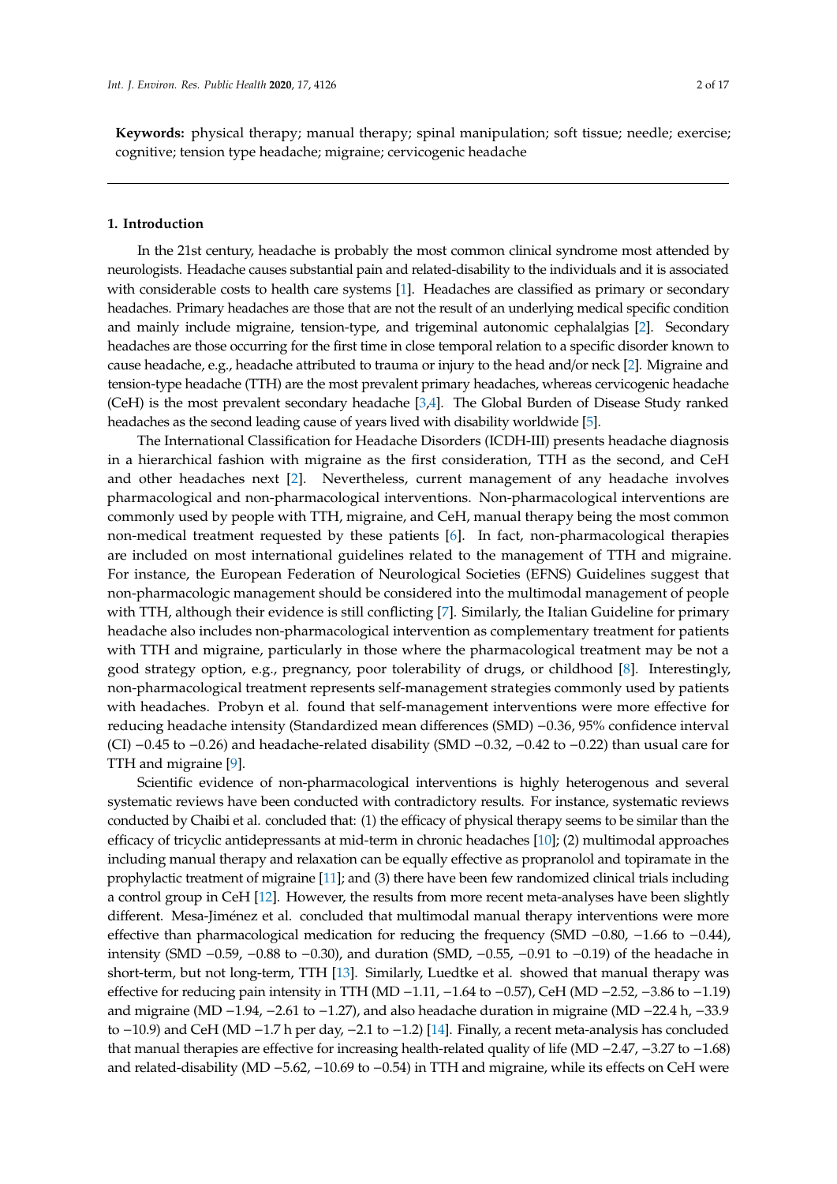**Keywords:** physical therapy; manual therapy; spinal manipulation; soft tissue; needle; exercise; cognitive; tension type headache; migraine; cervicogenic headache

## 1. Introduction

In the 21st century, headache is probably the most common clinical syndrome most attended by neurologists. Headache causes substantial pain and related-disability to the individuals and it is associated with considerable costs to health care systems [1]. Headaches are classified as primary or secondary headaches. Primary headaches are those that are not the result of an underlying medical specific condition and mainly include migraine, tension-type, and trigeminal autonomic cephalalgias [2]. Secondary headaches are those occurring for the first time in close temporal relation to a specific disorder known to cause headache, e.g., headache attributed to trauma or injury to the head and/or neck [2]. Migraine and tension-type headache (TTH) are the most prevalent primary headaches, whereas cervicogenic headache (CeH) is the most prevalent secondary headache [3,4]. The Global Burden of Disease Study ranked headaches as the second leading cause of years lived with disability worldwide [5].

The International Classification for Headache Disorders (ICDH-III) presents headache diagnosis in a hierarchical fashion with migraine as the first consideration, TTH as the second, and CeH and other headaches next [2]. Nevertheless, current management of any headache involves pharmacological and non-pharmacological interventions. Non-pharmacological interventions are commonly used by people with TTH, migraine, and CeH, manual therapy being the most common non-medical treatment requested by these patients [6]. In fact, non-pharmacological therapies are included on most international guidelines related to the management of TTH and migraine. For instance, the European Federation of Neurological Societies (EFNS) Guidelines suggest that non-pharmacologic management should be considered into the multimodal management of people with TTH, although their evidence is still conflicting [7]. Similarly, the Italian Guideline for primary headache also includes non-pharmacological intervention as complementary treatment for patients with TTH and migraine, particularly in those where the pharmacological treatment may be not a good strategy option, e.g., pregnancy, poor tolerability of drugs, or childhood [8]. Interestingly, non-pharmacological treatment represents self-management strategies commonly used by patients with headaches. Probyn et al. found that self-management interventions were more effective for reducing headache intensity (Standardized mean differences (SMD) −0.36, 95% confidence interval (CI) −0.45 to −0.26) and headache-related disability (SMD −0.32, −0.42 to −0.22) than usual care for TTH and migraine [9].

Scientific evidence of non-pharmacological interventions is highly heterogenous and several systematic reviews have been conducted with contradictory results. For instance, systematic reviews conducted by Chaibi et al. concluded that: (1) the efficacy of physical therapy seems to be similar than the efficacy of tricyclic antidepressants at mid-term in chronic headaches [10]; (2) multimodal approaches including manual therapy and relaxation can be equally effective as propranolol and topiramate in the prophylactic treatment of migraine [11]; and (3) there have been few randomized clinical trials including a control group in CeH [12]. However, the results from more recent meta-analyses have been slightly different. Mesa-Jiménez et al. concluded that multimodal manual therapy interventions were more effective than pharmacological medication for reducing the frequency (SMD −0.80, −1.66 to −0.44), intensity (SMD −0.59, −0.88 to −0.30), and duration (SMD, −0.55, −0.91 to −0.19) of the headache in short-term, but not long-term, TTH [13]. Similarly, Luedtke et al. showed that manual therapy was effective for reducing pain intensity in TTH (MD −1.11, −1.64 to −0.57), CeH (MD −2.52, −3.86 to −1.19) and migraine (MD −1.94, −2.61 to −1.27), and also headache duration in migraine (MD −22.4 h, −33.9 to −10.9) and CeH (MD −1.7 h per day, −2.1 to −1.2) [14]. Finally, a recent meta-analysis has concluded that manual therapies are effective for increasing health-related quality of life (MD −2.47, −3.27 to −1.68) and related-disability (MD −5.62, −10.69 to −0.54) in TTH and migraine, while its effects on CeH were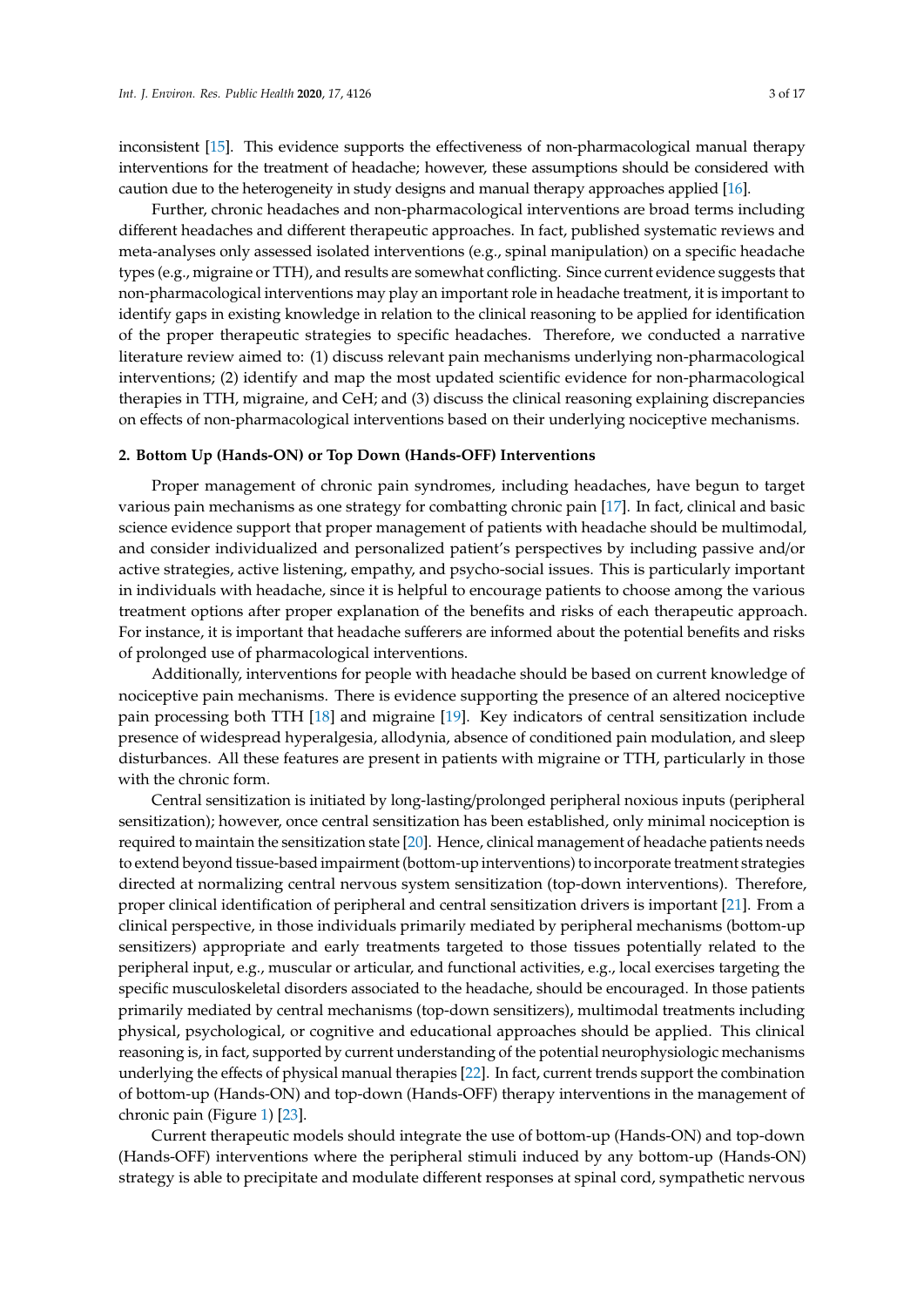inconsistent [15]. This evidence supports the effectiveness of non-pharmacological manual therapy interventions for the treatment of headache; however, these assumptions should be considered with caution due to the heterogeneity in study designs and manual therapy approaches applied [16].

Further, chronic headaches and non-pharmacological interventions are broad terms including different headaches and different therapeutic approaches. In fact, published systematic reviews and meta-analyses only assessed isolated interventions (e.g., spinal manipulation) on a specific headache types (e.g., migraine or TTH), and results are somewhat conflicting. Since current evidence suggests that non-pharmacological interventions may play an important role in headache treatment, it is important to identify gaps in existing knowledge in relation to the clinical reasoning to be applied for identification of the proper therapeutic strategies to specific headaches. Therefore, we conducted a narrative literature review aimed to: (1) discuss relevant pain mechanisms underlying non-pharmacological interventions; (2) identify and map the most updated scientific evidence for non-pharmacological therapies in TTH, migraine, and CeH; and (3) discuss the clinical reasoning explaining discrepancies on effects of non-pharmacological interventions based on their underlying nociceptive mechanisms.

## 2. Bottom Up (Hands-ON) or Top Down (Hands-OFF) Interventions

Proper management of chronic pain syndromes, including headaches, have begun to target various pain mechanisms as one strategy for combatting chronic pain [17]. In fact, clinical and basic science evidence support that proper management of patients with headache should be multimodal, and consider individualized and personalized patient's perspectives by including passive and/or active strategies, active listening, empathy, and psycho-social issues. This is particularly important in individuals with headache, since it is helpful to encourage patients to choose among the various treatment options after proper explanation of the benefits and risks of each therapeutic approach. For instance, it is important that headache sufferers are informed about the potential benefits and risks of prolonged use of pharmacological interventions.

Additionally, interventions for people with headache should be based on current knowledge of nociceptive pain mechanisms. There is evidence supporting the presence of an altered nociceptive pain processing both TTH [18] and migraine [19]. Key indicators of central sensitization include presence of widespread hyperalgesia, allodynia, absence of conditioned pain modulation, and sleep disturbances. All these features are present in patients with migraine or TTH, particularly in those with the chronic form.

Central sensitization is initiated by long-lasting/prolonged peripheral noxious inputs (peripheral sensitization); however, once central sensitization has been established, only minimal nociception is required to maintain the sensitization state [20]. Hence, clinical management of headache patients needs to extend beyond tissue-based impairment (bottom-up interventions) to incorporate treatment strategies directed at normalizing central nervous system sensitization (top-down interventions). Therefore, proper clinical identification of peripheral and central sensitization drivers is important [21]. From a clinical perspective, in those individuals primarily mediated by peripheral mechanisms (bottom-up sensitizers) appropriate and early treatments targeted to those tissues potentially related to the peripheral input, e.g., muscular or articular, and functional activities, e.g., local exercises targeting the specific musculoskeletal disorders associated to the headache, should be encouraged. In those patients primarily mediated by central mechanisms (top-down sensitizers), multimodal treatments including physical, psychological, or cognitive and educational approaches should be applied. This clinical reasoning is, in fact, supported by current understanding of the potential neurophysiologic mechanisms underlying the effects of physical manual therapies [22]. In fact, current trends support the combination of bottom-up (Hands-ON) and top-down (Hands-OFF) therapy interventions in the management of chronic pain (Figure 1) [23].

Current therapeutic models should integrate the use of bottom-up (Hands-ON) and top-down (Hands-OFF) interventions where the peripheral stimuli induced by any bottom-up (Hands-ON) strategy is able to precipitate and modulate different responses at spinal cord, sympathetic nervous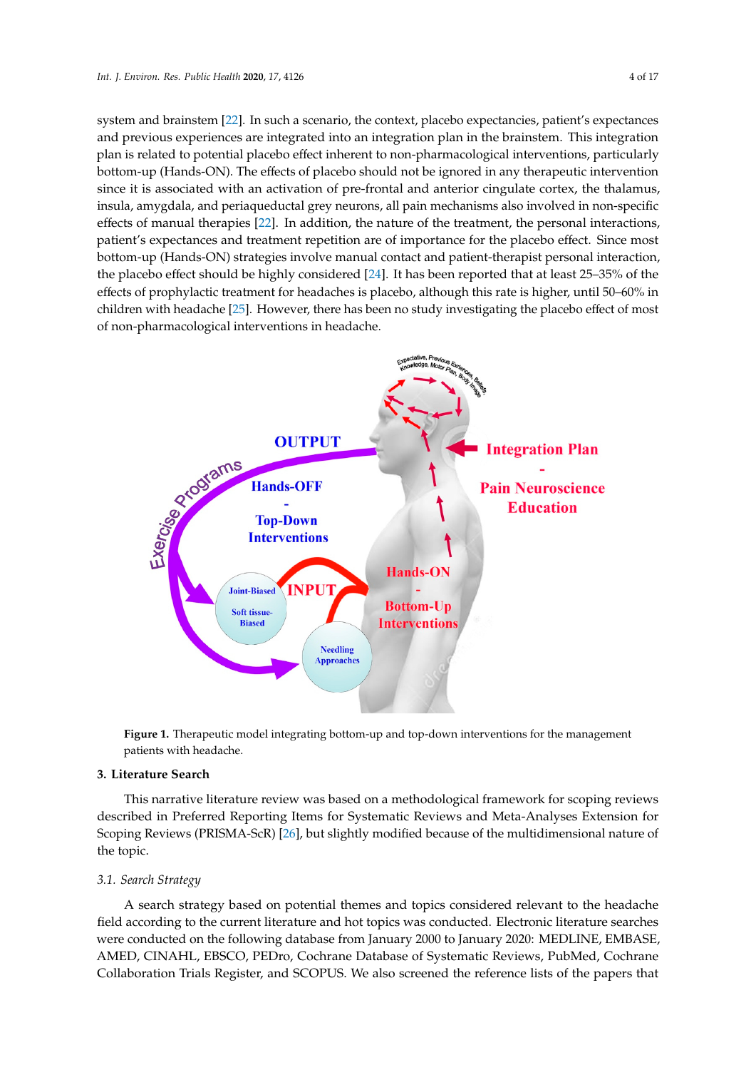system and brainstem [22]. In such a scenario, the context, placebo expectancies, patient's expectances and previous experiences are integrated into an integration plan in the brainstem. This integration plan is related to potential placebo effect inherent to non-pharmacological interventions, particularly bottom-up (Hands-ON). The effects of placebo should not be ignored in any therapeutic intervention since it is associated with an activation of pre-frontal and anterior cingulate cortex, the thalamus, insula, amygdala, and periaqueductal grey neurons, all pain mechanisms also involved in non-specific effects of manual therapies [22]. In addition, the nature of the treatment, the personal interactions, patient's expectances and treatment repetition are of importance for the placebo effect. Since most bottom-up (Hands-ON) strategies involve manual contact and patient-therapist personal interaction, the placebo effect should be highly considered [24]. It has been reported that at least 25–35% of the effects of prophylactic treatment for headaches is placebo, although this rate is higher, until 50–60% in children with headache [25]. However, there has been no study investigating the placebo effect of most of non-pharmacological interventions in headache.

**Figure 1.** Therapeutic model integrating bottom-up and top-down interventions for the management patients with headache.

## 3. Literature Search

This narrative literature review was based on a methodological framework for scoping reviews described in Preferred Reporting Items for Systematic Reviews and Meta-Analyses Extension for Scoping Reviews (PRISMA-ScR) [26], but slightly modified because of the multidimensional nature of the topic.

### *3.1. Search Strategy*

A search strategy based on potential themes and topics considered relevant to the headache field according to the current literature and hot topics was conducted. Electronic literature searches were conducted on the following database from January 2000 to January 2020: MEDLINE, EMBASE, AMED, CINAHL, EBSCO, PEDro, Cochrane Database of Systematic Reviews, PubMed, Cochrane Collaboration Trials Register, and SCOPUS. We also screened the reference lists of the papers that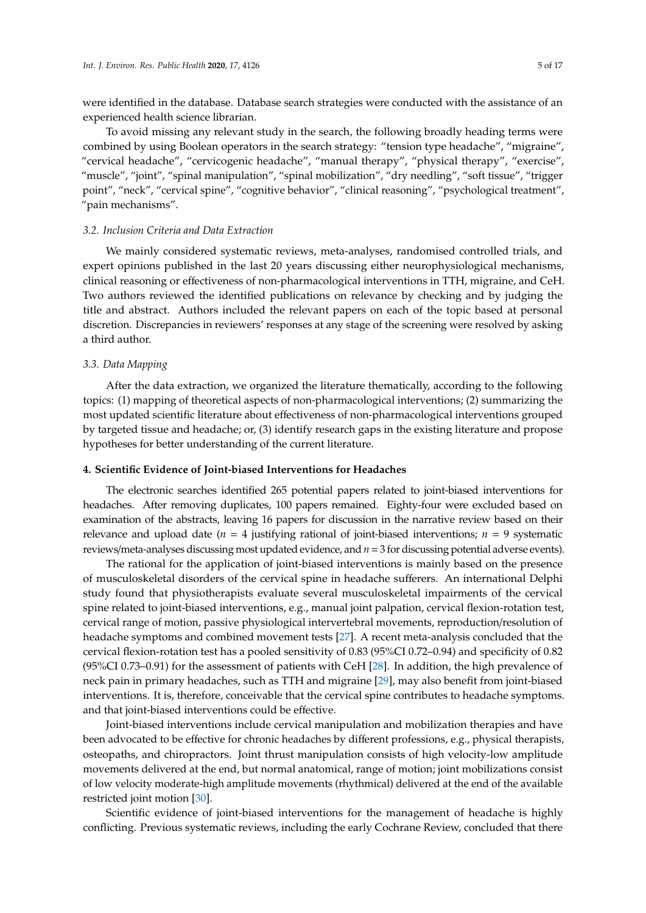were identified in the database. Database search strategies were conducted with the assistance of an experienced health science librarian.

To avoid missing any relevant study in the search, the following broadly heading terms were combined by using Boolean operators in the search strategy: "tension type headache", "migraine", "cervical headache", "cervicogenic headache", "manual therapy", "physical therapy", "exercise", "muscle", "joint", "spinal manipulation", "spinal mobilization", "dry needling", "soft tissue", "trigger point", "neck", "cervical spine", "cognitive behavior", "clinical reasoning", "psychological treatment", "pain mechanisms".

### *3.2. Inclusion Criteria and Data Extraction*

We mainly considered systematic reviews, meta-analyses, randomised controlled trials, and expert opinions published in the last 20 years discussing either neurophysiological mechanisms, clinical reasoning or effectiveness of non-pharmacological interventions in TTH, migraine, and CeH. Two authors reviewed the identified publications on relevance by checking and by judging the title and abstract. Authors included the relevant papers on each of the topic based at personal discretion. Discrepancies in reviewers' responses at any stage of the screening were resolved by asking a third author.

### *3.3. Data Mapping*

After the data extraction, we organized the literature thematically, according to the following topics: (1) mapping of theoretical aspects of non-pharmacological interventions; (2) summarizing the most updated scientific literature about effectiveness of non-pharmacological interventions grouped by targeted tissue and headache; or, (3) identify research gaps in the existing literature and propose hypotheses for better understanding of the current literature.

## **4. Scientific Evidence of Joint-biased Interventions for Headaches**

The electronic searches identified 265 potential papers related to joint-biased interventions for headaches. After removing duplicates, 100 papers remained. Eighty-four were excluded based on examination of the abstracts, leaving 16 papers for discussion in the narrative review based on their relevance and upload date ($n$ = 4 justifying rational of joint-biased interventions; $n$ = 9 systematic reviews/meta-analyses discussing most updated evidence, and $n$ = 3 for discussing potential adverse events).

The rational for the application of joint-biased interventions is mainly based on the presence of musculoskeletal disorders of the cervical spine in headache sufferers. An international Delphi study found that physiotherapists evaluate several musculoskeletal impairments of the cervical spine related to joint-biased interventions, e.g., manual joint palpation, cervical flexion-rotation test, cervical range of motion, passive physiological intervertebral movements, reproduction/resolution of headache symptoms and combined movement tests [27]. A recent meta-analysis concluded that the cervical flexion-rotation test has a pooled sensitivity of 0.83 (95%CI 0.72–0.94) and specificity of 0.82 (95%CI 0.73–0.91) for the assessment of patients with CeH [28]. In addition, the high prevalence of neck pain in primary headaches, such as TTH and migraine [29], may also benefit from joint-biased interventions. It is, therefore, conceivable that the cervical spine contributes to headache symptoms. and that joint-biased interventions could be effective.

Joint-biased interventions include cervical manipulation and mobilization therapies and have been advocated to be effective for chronic headaches by different professions, e.g., physical therapists, osteopaths, and chiropractors. Joint thrust manipulation consists of high velocity-low amplitude movements delivered at the end, but normal anatomical, range of motion; joint mobilizations consist of low velocity moderate-high amplitude movements (rhythmical) delivered at the end of the available restricted joint motion [30].

Scientific evidence of joint-biased interventions for the management of headache is highly conflicting. Previous systematic reviews, including the early Cochrane Review, concluded that there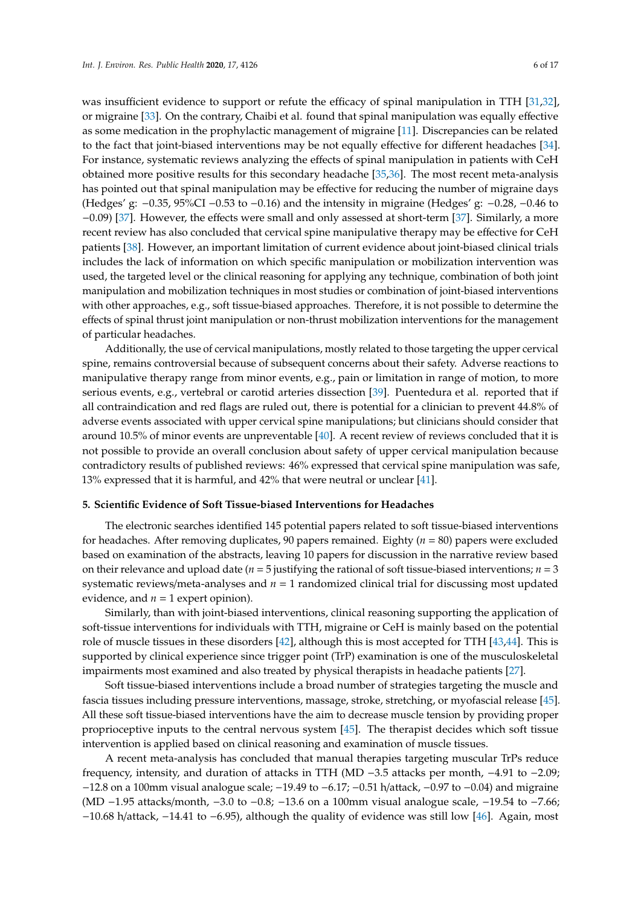was insufficient evidence to support or refute the efficacy of spinal manipulation in TTH [31,32], or migraine [33]. On the contrary, Chaibi et al. found that spinal manipulation was equally effective as some medication in the prophylactic management of migraine [11]. Discrepancies can be related to the fact that joint-biased interventions may be not equally effective for different headaches [34]. For instance, systematic reviews analyzing the effects of spinal manipulation in patients with CeH obtained more positive results for this secondary headache [35,36]. The most recent meta-analysis has pointed out that spinal manipulation may be effective for reducing the number of migraine days (Hedges' g: −0.35, 95%CI −0.53 to −0.16) and the intensity in migraine (Hedges' g: −0.28, −0.46 to −0.09) [37]. However, the effects were small and only assessed at short-term [37]. Similarly, a more recent review has also concluded that cervical spine manipulative therapy may be effective for CeH patients [38]. However, an important limitation of current evidence about joint-biased clinical trials includes the lack of information on which specific manipulation or mobilization intervention was used, the targeted level or the clinical reasoning for applying any technique, combination of both joint manipulation and mobilization techniques in most studies or combination of joint-biased interventions with other approaches, e.g., soft tissue-biased approaches. Therefore, it is not possible to determine the effects of spinal thrust joint manipulation or non-thrust mobilization interventions for the management of particular headaches.

Additionally, the use of cervical manipulations, mostly related to those targeting the upper cervical spine, remains controversial because of subsequent concerns about their safety. Adverse reactions to manipulative therapy range from minor events, e.g., pain or limitation in range of motion, to more serious events, e.g., vertebral or carotid arteries dissection [39]. Puentedura et al. reported that if all contraindication and red flags are ruled out, there is potential for a clinician to prevent 44.8% of adverse events associated with upper cervical spine manipulations; but clinicians should consider that around 10.5% of minor events are unpreventable [40]. A recent review of reviews concluded that it is not possible to provide an overall conclusion about safety of upper cervical manipulation because contradictory results of published reviews: 46% expressed that cervical spine manipulation was safe, 13% expressed that it is harmful, and 42% that were neutral or unclear [41].

## 5. Scientific Evidence of Soft Tissue-biased Interventions for Headaches

The electronic searches identified 145 potential papers related to soft tissue-biased interventions for headaches. After removing duplicates, 90 papers remained. Eighty ($n$ = 80) papers were excluded based on examination of the abstracts, leaving 10 papers for discussion in the narrative review based on their relevance and upload date ($n$ = 5 justifying the rational of soft tissue-biased interventions; $n$ = 3 systematic reviews/meta-analyses and $n$ = 1 randomized clinical trial for discussing most updated evidence, and $n$ = 1 expert opinion).

Similarly, than with joint-biased interventions, clinical reasoning supporting the application of soft-tissue interventions for individuals with TTH, migraine or CeH is mainly based on the potential role of muscle tissues in these disorders [42], although this is most accepted for TTH [43,44]. This is supported by clinical experience since trigger point (TrP) examination is one of the musculoskeletal impairments most examined and also treated by physical therapists in headache patients [27].

Soft tissue-biased interventions include a broad number of strategies targeting the muscle and fascia tissues including pressure interventions, massage, stroke, stretching, or myofascial release [45]. All these soft tissue-biased interventions have the aim to decrease muscle tension by providing proper proprioceptive inputs to the central nervous system [45]. The therapist decides which soft tissue intervention is applied based on clinical reasoning and examination of muscle tissues.

A recent meta-analysis has concluded that manual therapies targeting muscular TrPs reduce frequency, intensity, and duration of attacks in TTH (MD −3.5 attacks per month, −4.91 to −2.09; −12.8 on a 100mm visual analogue scale; −19.49 to −6.17; −0.51 h/attack, −0.97 to −0.04) and migraine (MD −1.95 attacks/month, −3.0 to −0.8; −13.6 on a 100mm visual analogue scale, −19.54 to −7.66; −10.68 h/attack, −14.41 to −6.95), although the quality of evidence was still low [46]. Again, most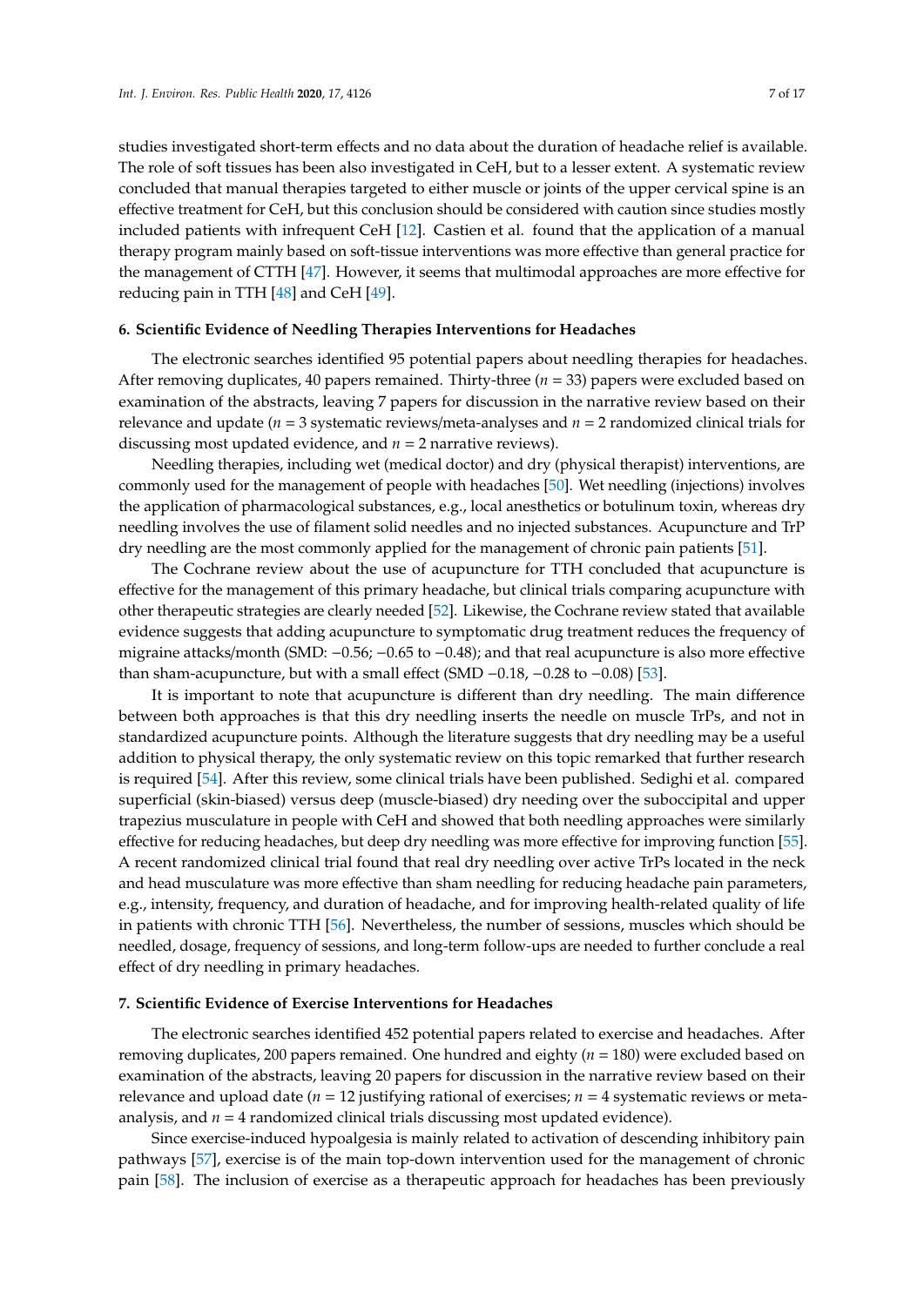studies investigated short-term effects and no data about the duration of headache relief is available. The role of soft tissues has been also investigated in CeH, but to a lesser extent. A systematic review concluded that manual therapies targeted to either muscle or joints of the upper cervical spine is an effective treatment for CeH, but this conclusion should be considered with caution since studies mostly included patients with infrequent CeH [12]. Castien et al. found that the application of a manual therapy program mainly based on soft-tissue interventions was more effective than general practice for the management of CTTH [47]. However, it seems that multimodal approaches are more effective for reducing pain in TTH [48] and CeH [49].

## 6. Scientific Evidence of Needling Therapies Interventions for Headaches

The electronic searches identified 95 potential papers about needling therapies for headaches. After removing duplicates, 40 papers remained. Thirty-three ($n$ = 33) papers were excluded based on examination of the abstracts, leaving 7 papers for discussion in the narrative review based on their relevance and update ($n$ = 3 systematic reviews/meta-analyses and $n$ = 2 randomized clinical trials for discussing most updated evidence, and $n$ = 2 narrative reviews).

Needling therapies, including wet (medical doctor) and dry (physical therapist) interventions, are commonly used for the management of people with headaches [50]. Wet needling (injections) involves the application of pharmacological substances, e.g., local anesthetics or botulinum toxin, whereas dry needling involves the use of filament solid needles and no injected substances. Acupuncture and TrP dry needling are the most commonly applied for the management of chronic pain patients [51].

The Cochrane review about the use of acupuncture for TTH concluded that acupuncture is effective for the management of this primary headache, but clinical trials comparing acupuncture with other therapeutic strategies are clearly needed [52]. Likewise, the Cochrane review stated that available evidence suggests that adding acupuncture to symptomatic drug treatment reduces the frequency of migraine attacks/month (SMD: −0.56; −0.65 to −0.48); and that real acupuncture is also more effective than sham-acupuncture, but with a small effect (SMD −0.18, −0.28 to −0.08) [53].

It is important to note that acupuncture is different than dry needling. The main difference between both approaches is that this dry needling inserts the needle on muscle TrPs, and not in standardized acupuncture points. Although the literature suggests that dry needling may be a useful addition to physical therapy, the only systematic review on this topic remarked that further research is required [54]. After this review, some clinical trials have been published. Sedighi et al. compared superficial (skin-biased) versus deep (muscle-biased) dry needing over the suboccipital and upper trapezius musculature in people with CeH and showed that both needling approaches were similarly effective for reducing headaches, but deep dry needling was more effective for improving function [55]. A recent randomized clinical trial found that real dry needling over active TrPs located in the neck and head musculature was more effective than sham needling for reducing headache pain parameters, e.g., intensity, frequency, and duration of headache, and for improving health-related quality of life in patients with chronic TTH [56]. Nevertheless, the number of sessions, muscles which should be needled, dosage, frequency of sessions, and long-term follow-ups are needed to further conclude a real effect of dry needling in primary headaches.

## 7. Scientific Evidence of Exercise Interventions for Headaches

The electronic searches identified 452 potential papers related to exercise and headaches. After removing duplicates, 200 papers remained. One hundred and eighty ($n$ = 180) were excluded based on examination of the abstracts, leaving 20 papers for discussion in the narrative review based on their relevance and upload date ($n$ = 12 justifying rational of exercises; $n$ = 4 systematic reviews or meta-analysis, and $n$ = 4 randomized clinical trials discussing most updated evidence).

Since exercise-induced hypoalgesia is mainly related to activation of descending inhibitory pain pathways [57], exercise is of the main top-down intervention used for the management of chronic pain [58]. The inclusion of exercise as a therapeutic approach for headaches has been previously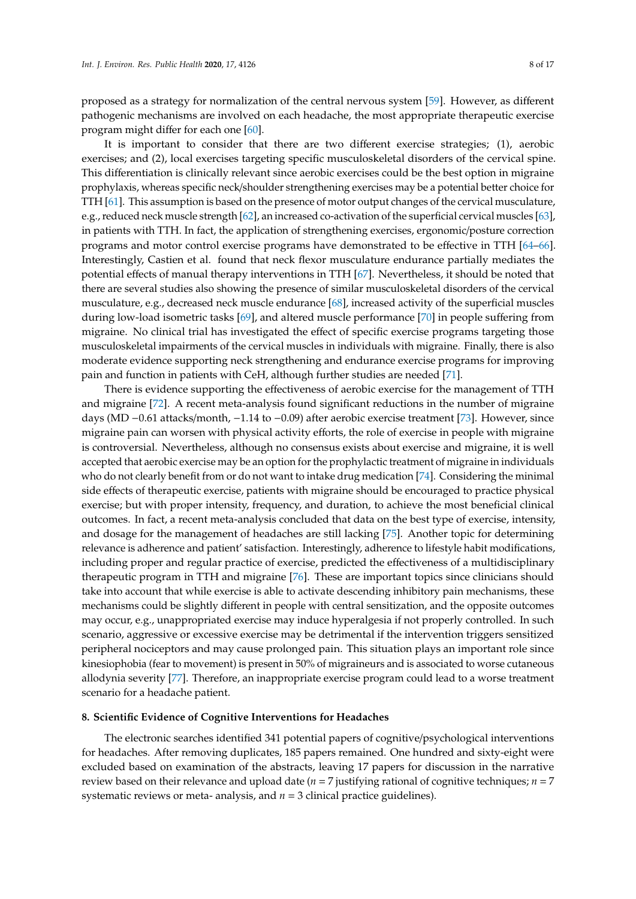proposed as a strategy for normalization of the central nervous system [59]. However, as different pathogenic mechanisms are involved on each headache, the most appropriate therapeutic exercise program might differ for each one [60].

It is important to consider that there are two different exercise strategies; (1), aerobic exercises; and (2), local exercises targeting specific musculoskeletal disorders of the cervical spine. This differentiation is clinically relevant since aerobic exercises could be the best option in migraine prophylaxis, whereas specific neck/shoulder strengthening exercises may be a potential better choice for TTH [61]. This assumption is based on the presence of motor output changes of the cervical musculature, e.g., reduced neck muscle strength [62], an increased co-activation of the superficial cervical muscles [63], in patients with TTH. In fact, the application of strengthening exercises, ergonomic/posture correction programs and motor control exercise programs have demonstrated to be effective in TTH [64–66]. Interestingly, Castien et al. found that neck flexor musculature endurance partially mediates the potential effects of manual therapy interventions in TTH [67]. Nevertheless, it should be noted that there are several studies also showing the presence of similar musculoskeletal disorders of the cervical musculature, e.g., decreased neck muscle endurance [68], increased activity of the superficial muscles during low-load isometric tasks [69], and altered muscle performance [70] in people suffering from migraine. No clinical trial has investigated the effect of specific exercise programs targeting those musculoskeletal impairments of the cervical muscles in individuals with migraine. Finally, there is also moderate evidence supporting neck strengthening and endurance exercise programs for improving pain and function in patients with CeH, although further studies are needed [71].

There is evidence supporting the effectiveness of aerobic exercise for the management of TTH and migraine [72]. A recent meta-analysis found significant reductions in the number of migraine days (MD −0.61 attacks/month, −1.14 to −0.09) after aerobic exercise treatment [73]. However, since migraine pain can worsen with physical activity efforts, the role of exercise in people with migraine is controversial. Nevertheless, although no consensus exists about exercise and migraine, it is well accepted that aerobic exercise may be an option for the prophylactic treatment of migraine in individuals who do not clearly benefit from or do not want to intake drug medication [74]. Considering the minimal side effects of therapeutic exercise, patients with migraine should be encouraged to practice physical exercise; but with proper intensity, frequency, and duration, to achieve the most beneficial clinical outcomes. In fact, a recent meta-analysis concluded that data on the best type of exercise, intensity, and dosage for the management of headaches are still lacking [75]. Another topic for determining relevance is adherence and patient' satisfaction. Interestingly, adherence to lifestyle habit modifications, including proper and regular practice of exercise, predicted the effectiveness of a multidisciplinary therapeutic program in TTH and migraine [76]. These are important topics since clinicians should take into account that while exercise is able to activate descending inhibitory pain mechanisms, these mechanisms could be slightly different in people with central sensitization, and the opposite outcomes may occur, e.g., unappropriated exercise may induce hyperalgesia if not properly controlled. In such scenario, aggressive or excessive exercise may be detrimental if the intervention triggers sensitized peripheral nociceptors and may cause prolonged pain. This situation plays an important role since kinesiophobia (fear to movement) is present in 50% of migraineurs and is associated to worse cutaneous allodynia severity [77]. Therefore, an inappropriate exercise program could lead to a worse treatment scenario for a headache patient.

## 8. Scientific Evidence of Cognitive Interventions for Headaches

The electronic searches identified 341 potential papers of cognitive/psychological interventions for headaches. After removing duplicates, 185 papers remained. One hundred and sixty-eight were excluded based on examination of the abstracts, leaving 17 papers for discussion in the narrative review based on their relevance and upload date ($n = 7$ justifying rational of cognitive techniques; $n = 7$ systematic reviews or meta- analysis, and $n = 3$ clinical practice guidelines).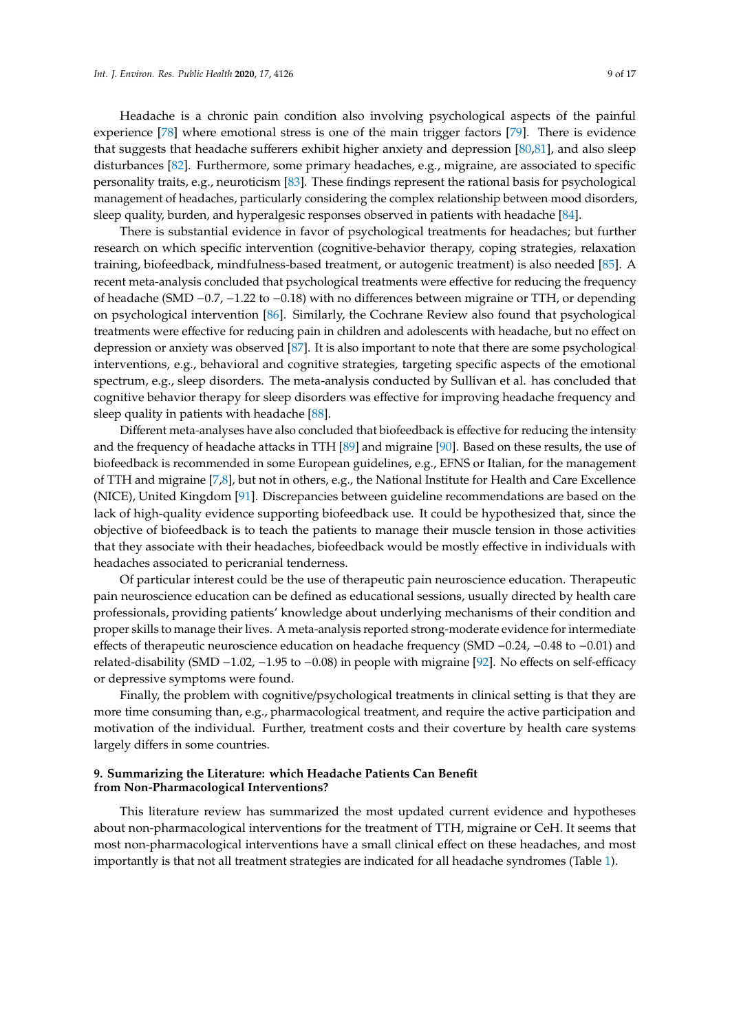Headache is a chronic pain condition also involving psychological aspects of the painful experience [78] where emotional stress is one of the main trigger factors [79]. There is evidence that suggests that headache sufferers exhibit higher anxiety and depression [80,81], and also sleep disturbances [82]. Furthermore, some primary headaches, e.g., migraine, are associated to specific personality traits, e.g., neuroticism [83]. These findings represent the rational basis for psychological management of headaches, particularly considering the complex relationship between mood disorders, sleep quality, burden, and hyperalgesic responses observed in patients with headache [84].

There is substantial evidence in favor of psychological treatments for headaches; but further research on which specific intervention (cognitive-behavior therapy, coping strategies, relaxation training, biofeedback, mindfulness-based treatment, or autogenic treatment) is also needed [85]. A recent meta-analysis concluded that psychological treatments were effective for reducing the frequency of headache (SMD −0.7, −1.22 to −0.18) with no differences between migraine or TTH, or depending on psychological intervention [86]. Similarly, the Cochrane Review also found that psychological treatments were effective for reducing pain in children and adolescents with headache, but no effect on depression or anxiety was observed [87]. It is also important to note that there are some psychological interventions, e.g., behavioral and cognitive strategies, targeting specific aspects of the emotional spectrum, e.g., sleep disorders. The meta-analysis conducted by Sullivan et al. has concluded that cognitive behavior therapy for sleep disorders was effective for improving headache frequency and sleep quality in patients with headache [88].

Different meta-analyses have also concluded that biofeedback is effective for reducing the intensity and the frequency of headache attacks in TTH [89] and migraine [90]. Based on these results, the use of biofeedback is recommended in some European guidelines, e.g., EFNS or Italian, for the management of TTH and migraine [7,8], but not in others, e.g., the National Institute for Health and Care Excellence (NICE), United Kingdom [91]. Discrepancies between guideline recommendations are based on the lack of high-quality evidence supporting biofeedback use. It could be hypothesized that, since the objective of biofeedback is to teach the patients to manage their muscle tension in those activities that they associate with their headaches, biofeedback would be mostly effective in individuals with headaches associated to pericranial tenderness.

Of particular interest could be the use of therapeutic pain neuroscience education. Therapeutic pain neuroscience education can be defined as educational sessions, usually directed by health care professionals, providing patients' knowledge about underlying mechanisms of their condition and proper skills to manage their lives. A meta-analysis reported strong-moderate evidence for intermediate effects of therapeutic neuroscience education on headache frequency (SMD −0.24, −0.48 to −0.01) and related-disability (SMD −1.02, −1.95 to −0.08) in people with migraine [92]. No effects on self-efficacy or depressive symptoms were found.

Finally, the problem with cognitive/psychological treatments in clinical setting is that they are more time consuming than, e.g., pharmacological treatment, and require the active participation and motivation of the individual. Further, treatment costs and their coverture by health care systems largely differs in some countries.

## 9. Summarizing the Literature: which Headache Patients Can Benefit from Non-Pharmacological Interventions?

This literature review has summarized the most updated current evidence and hypotheses about non-pharmacological interventions for the treatment of TTH, migraine or CeH. It seems that most non-pharmacological interventions have a small clinical effect on these headaches, and most importantly is that not all treatment strategies are indicated for all headache syndromes (Table 1).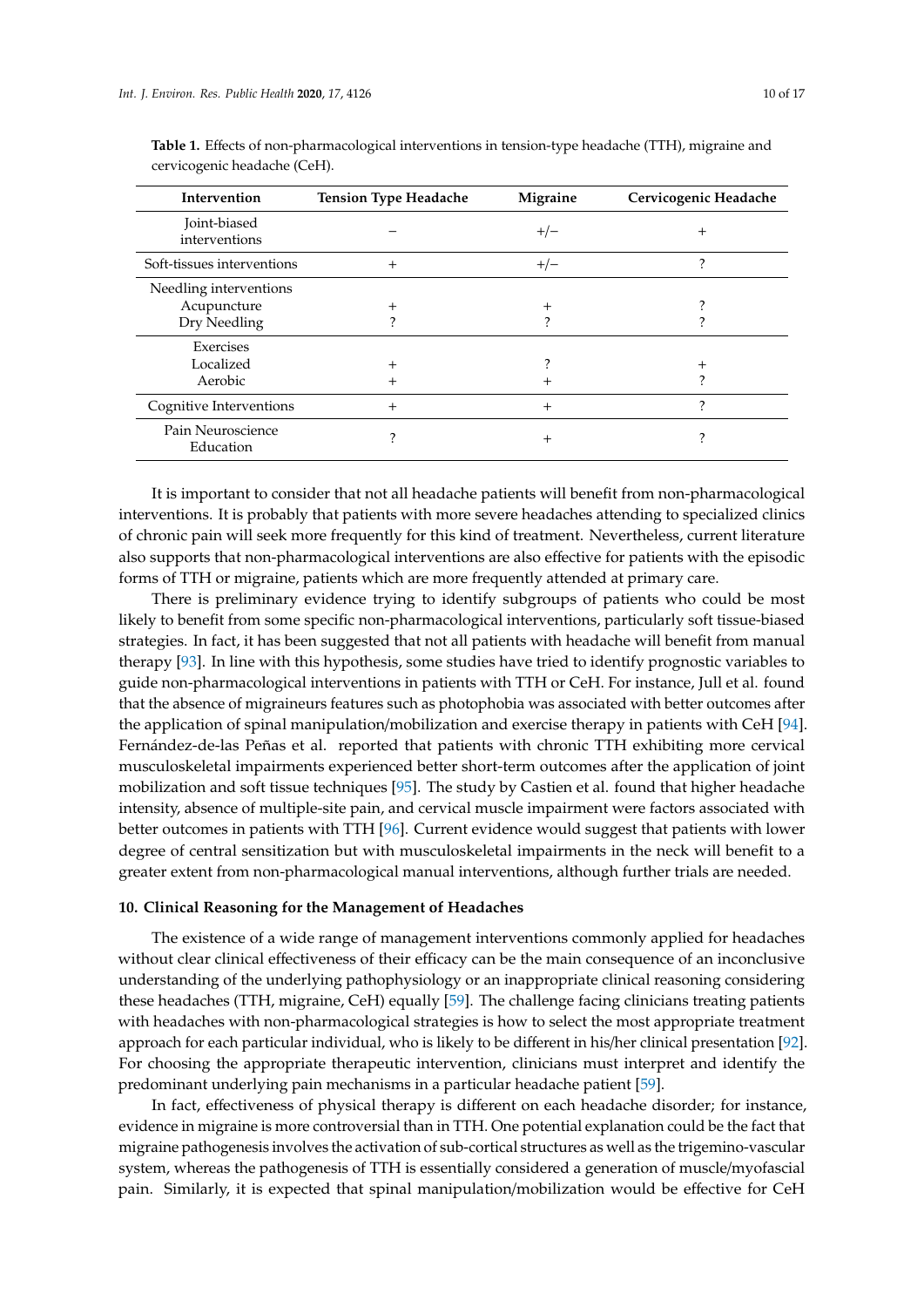**Table 1.** Effects of non-pharmacological interventions in tension-type headache (TTH), migraine and cervicogenic headache (CeH).

| Intervention | Tension Type Headache | Migraine | Cervicogenic Headache |
|---|---|---|---|
| Joint-biased interventions | − | +/− | + |
| Soft-tissues interventions | + | +/− | ? |
| Needling interventions | | | |
| Acupuncture | + | + | ? |
| Dry Needling | ? | ? | ? |
| Exercises | | | |
| Localized | + | ? | + |
| Aerobic | + | + | ? |
| Cognitive Interventions | + | + | ? |
| Pain Neuroscience Education | ? | + | ? |

It is important to consider that not all headache patients will benefit from non-pharmacological interventions. It is probably that patients with more severe headaches attending to specialized clinics of chronic pain will seek more frequently for this kind of treatment. Nevertheless, current literature also supports that non-pharmacological interventions are also effective for patients with the episodic forms of TTH or migraine, patients which are more frequently attended at primary care.

There is preliminary evidence trying to identify subgroups of patients who could be most likely to benefit from some specific non-pharmacological interventions, particularly soft tissue-biased strategies. In fact, it has been suggested that not all patients with headache will benefit from manual therapy [93]. In line with this hypothesis, some studies have tried to identify prognostic variables to guide non-pharmacological interventions in patients with TTH or CeH. For instance, Jull et al. found that the absence of migraineurs features such as photophobia was associated with better outcomes after the application of spinal manipulation/mobilization and exercise therapy in patients with CeH [94]. Fernández-de-las Peñas et al. reported that patients with chronic TTH exhibiting more cervical musculoskeletal impairments experienced better short-term outcomes after the application of joint mobilization and soft tissue techniques [95]. The study by Castien et al. found that higher headache intensity, absence of multiple-site pain, and cervical muscle impairment were factors associated with better outcomes in patients with TTH [96]. Current evidence would suggest that patients with lower degree of central sensitization but with musculoskeletal impairments in the neck will benefit to a greater extent from non-pharmacological manual interventions, although further trials are needed.

## 10. Clinical Reasoning for the Management of Headaches

The existence of a wide range of management interventions commonly applied for headaches without clear clinical effectiveness of their efficacy can be the main consequence of an inconclusive understanding of the underlying pathophysiology or an inappropriate clinical reasoning considering these headaches (TTH, migraine, CeH) equally [59]. The challenge facing clinicians treating patients with headaches with non-pharmacological strategies is how to select the most appropriate treatment approach for each particular individual, who is likely to be different in his/her clinical presentation [92]. For choosing the appropriate therapeutic intervention, clinicians must interpret and identify the predominant underlying pain mechanisms in a particular headache patient [59].

In fact, effectiveness of physical therapy is different on each headache disorder; for instance, evidence in migraine is more controversial than in TTH. One potential explanation could be the fact that migraine pathogenesis involves the activation of sub-cortical structures as well as the trigemino-vascular system, whereas the pathogenesis of TTH is essentially considered a generation of muscle/myofascial pain. Similarly, it is expected that spinal manipulation/mobilization would be effective for CeH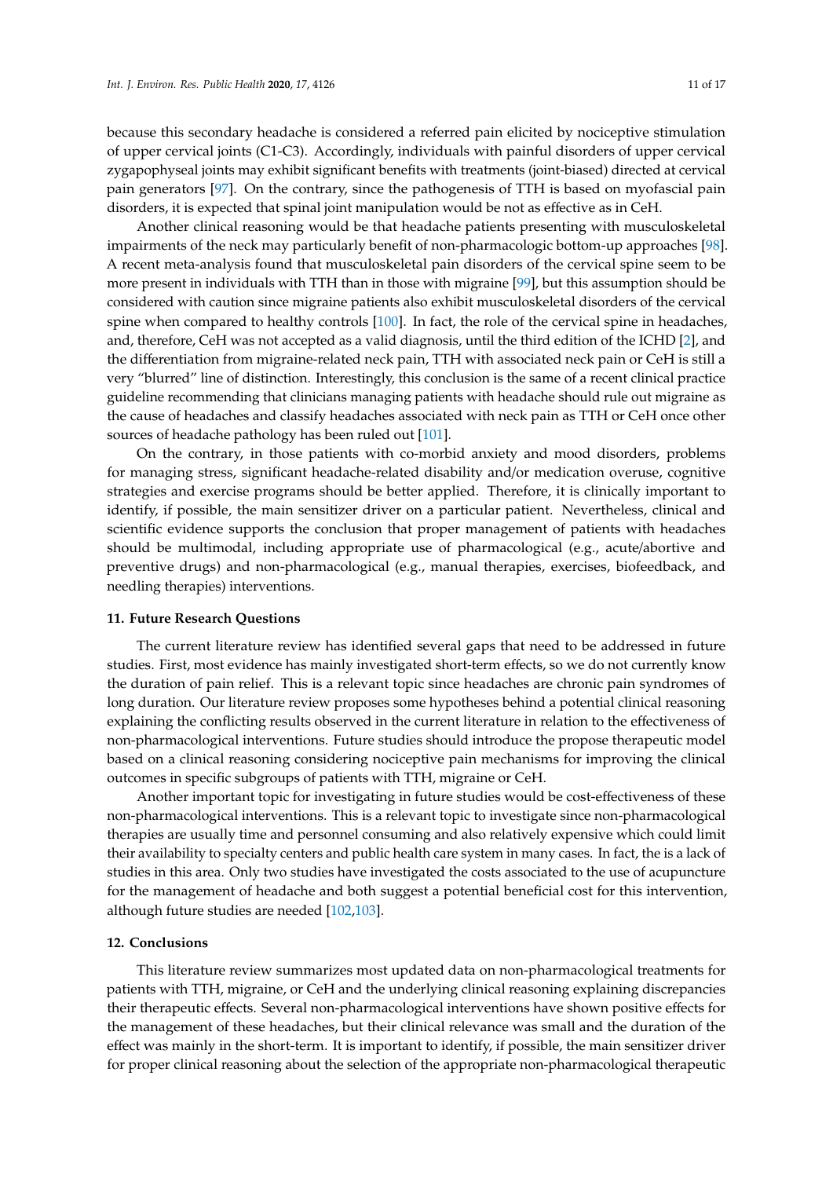because this secondary headache is considered a referred pain elicited by nociceptive stimulation of upper cervical joints (C1-C3). Accordingly, individuals with painful disorders of upper cervical zygapophyseal joints may exhibit significant benefits with treatments (joint-biased) directed at cervical pain generators [97]. On the contrary, since the pathogenesis of TTH is based on myofascial pain disorders, it is expected that spinal joint manipulation would be not as effective as in CeH.

Another clinical reasoning would be that headache patients presenting with musculoskeletal impairments of the neck may particularly benefit of non-pharmacologic bottom-up approaches [98]. A recent meta-analysis found that musculoskeletal pain disorders of the cervical spine seem to be more present in individuals with TTH than in those with migraine [99], but this assumption should be considered with caution since migraine patients also exhibit musculoskeletal disorders of the cervical spine when compared to healthy controls [100]. In fact, the role of the cervical spine in headaches, and, therefore, CeH was not accepted as a valid diagnosis, until the third edition of the ICHD [2], and the differentiation from migraine-related neck pain, TTH with associated neck pain or CeH is still a very "blurred" line of distinction. Interestingly, this conclusion is the same of a recent clinical practice guideline recommending that clinicians managing patients with headache should rule out migraine as the cause of headaches and classify headaches associated with neck pain as TTH or CeH once other sources of headache pathology has been ruled out [101].

On the contrary, in those patients with co-morbid anxiety and mood disorders, problems for managing stress, significant headache-related disability and/or medication overuse, cognitive strategies and exercise programs should be better applied. Therefore, it is clinically important to identify, if possible, the main sensitizer driver on a particular patient. Nevertheless, clinical and scientific evidence supports the conclusion that proper management of patients with headaches should be multimodal, including appropriate use of pharmacological (e.g., acute/abortive and preventive drugs) and non-pharmacological (e.g., manual therapies, exercises, biofeedback, and needling therapies) interventions.

## 11. Future Research Questions

The current literature review has identified several gaps that need to be addressed in future studies. First, most evidence has mainly investigated short-term effects, so we do not currently know the duration of pain relief. This is a relevant topic since headaches are chronic pain syndromes of long duration. Our literature review proposes some hypotheses behind a potential clinical reasoning explaining the conflicting results observed in the current literature in relation to the effectiveness of non-pharmacological interventions. Future studies should introduce the propose therapeutic model based on a clinical reasoning considering nociceptive pain mechanisms for improving the clinical outcomes in specific subgroups of patients with TTH, migraine or CeH.

Another important topic for investigating in future studies would be cost-effectiveness of these non-pharmacological interventions. This is a relevant topic to investigate since non-pharmacological therapies are usually time and personnel consuming and also relatively expensive which could limit their availability to specialty centers and public health care system in many cases. In fact, the is a lack of studies in this area. Only two studies have investigated the costs associated to the use of acupuncture for the management of headache and both suggest a potential beneficial cost for this intervention, although future studies are needed [102,103].

## 12. Conclusions

This literature review summarizes most updated data on non-pharmacological treatments for patients with TTH, migraine, or CeH and the underlying clinical reasoning explaining discrepancies their therapeutic effects. Several non-pharmacological interventions have shown positive effects for the management of these headaches, but their clinical relevance was small and the duration of the effect was mainly in the short-term. It is important to identify, if possible, the main sensitizer driver for proper clinical reasoning about the selection of the appropriate non-pharmacological therapeutic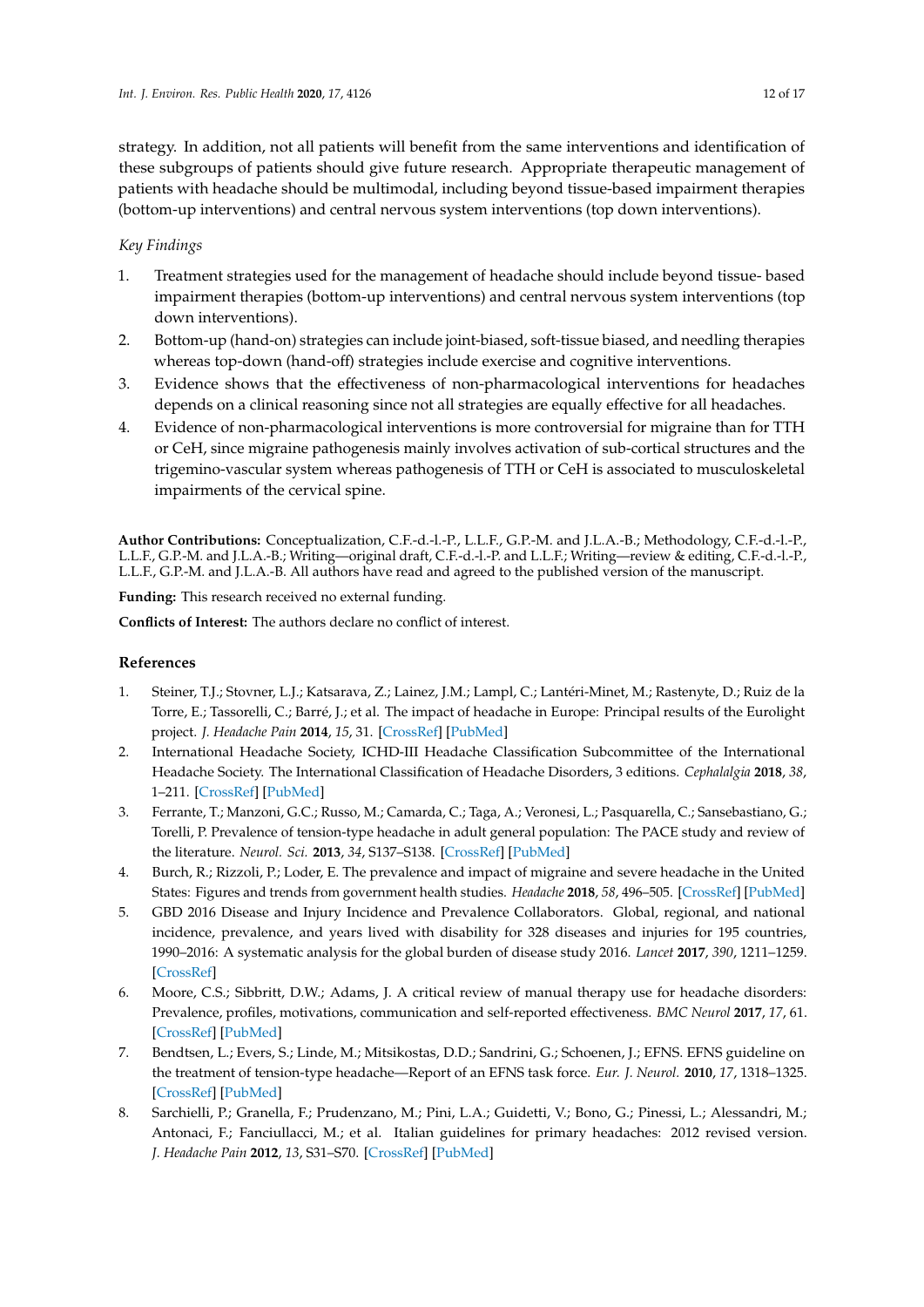strategy. In addition, not all patients will benefit from the same interventions and identification of these subgroups of patients should give future research. Appropriate therapeutic management of patients with headache should be multimodal, including beyond tissue-based impairment therapies (bottom-up interventions) and central nervous system interventions (top down interventions).

*Key Findings*

1. Treatment strategies used for the management of headache should include beyond tissue- based impairment therapies (bottom-up interventions) and central nervous system interventions (top down interventions).
2. Bottom-up (hand-on) strategies can include joint-biased, soft-tissue biased, and needling therapies whereas top-down (hand-off) strategies include exercise and cognitive interventions.
3. Evidence shows that the effectiveness of non-pharmacological interventions for headaches depends on a clinical reasoning since not all strategies are equally effective for all headaches.
4. Evidence of non-pharmacological interventions is more controversial for migraine than for TTH or CeH, since migraine pathogenesis mainly involves activation of sub-cortical structures and the trigemino-vascular system whereas pathogenesis of TTH or CeH is associated to musculoskeletal impairments of the cervical spine.

**Author Contributions:** Conceptualization, C.F.-d.-l.-P., L.L.F., G.P.-M. and J.L.A.-B.; Methodology, C.F.-d.-l.-P., L.L.F., G.P.-M. and J.L.A.-B.; Writing—original draft, C.F.-d.-l.-P. and L.L.F.; Writing—review & editing, C.F.-d.-l.-P., L.L.F., G.P.-M. and J.L.A.-B. All authors have read and agreed to the published version of the manuscript.

**Funding:** This research received no external funding.

**Conflicts of Interest:** The authors declare no conflict of interest.

## References

1. Steiner, T.J.; Stovner, L.J.; Katsarava, Z.; Lainez, J.M.; Lampl, C.; Lantéri-Minet, M.; Rastenyte, D.; Ruiz de la Torre, E.; Tassorelli, C.; Barré, J.; et al. The impact of headache in Europe: Principal results of the Eurolight project. *J. Headache Pain* **2014**, *15*, 31. [CrossRef] [PubMed]
2. International Headache Society, ICHD-III Headache Classification Subcommittee of the International Headache Society. The International Classification of Headache Disorders, 3 editions. *Cephalalgia* **2018**, *38*, 1–211. [CrossRef] [PubMed]
3. Ferrante, T.; Manzoni, G.C.; Russo, M.; Camarda, C.; Taga, A.; Veronesi, L.; Pasquarella, C.; Sansebastiano, G.; Torelli, P. Prevalence of tension-type headache in adult general population: The PACE study and review of the literature. *Neurol. Sci.* **2013**, *34*, S137–S138. [CrossRef] [PubMed]
4. Burch, R.; Rizzoli, P.; Loder, E. The prevalence and impact of migraine and severe headache in the United States: Figures and trends from government health studies. *Headache* **2018**, *58*, 496–505. [CrossRef] [PubMed]
5. GBD 2016 Disease and Injury Incidence and Prevalence Collaborators. Global, regional, and national incidence, prevalence, and years lived with disability for 328 diseases and injuries for 195 countries, 1990–2016: A systematic analysis for the global burden of disease study 2016. *Lancet* **2017**, *390*, 1211–1259. [CrossRef]
6. Moore, C.S.; Sibbritt, D.W.; Adams, J. A critical review of manual therapy use for headache disorders: Prevalence, profiles, motivations, communication and self-reported effectiveness. *BMC Neurol* **2017**, *17*, 61. [CrossRef] [PubMed]
7. Bendtsen, L.; Evers, S.; Linde, M.; Mitsikostas, D.D.; Sandrini, G.; Schoenen, J.; EFNS. EFNS guideline on the treatment of tension-type headache—Report of an EFNS task force. *Eur. J. Neurol.* **2010**, *17*, 1318–1325. [CrossRef] [PubMed]
8. Sarchielli, P.; Granella, F.; Prudenzano, M.; Pini, L.A.; Guidetti, V.; Bono, G.; Pinessi, L.; Alessandri, M.; Antonaci, F.; Fanciullacci, M.; et al. Italian guidelines for primary headaches: 2012 revised version. *J. Headache Pain* **2012**, *13*, S31–S70. [CrossRef] [PubMed]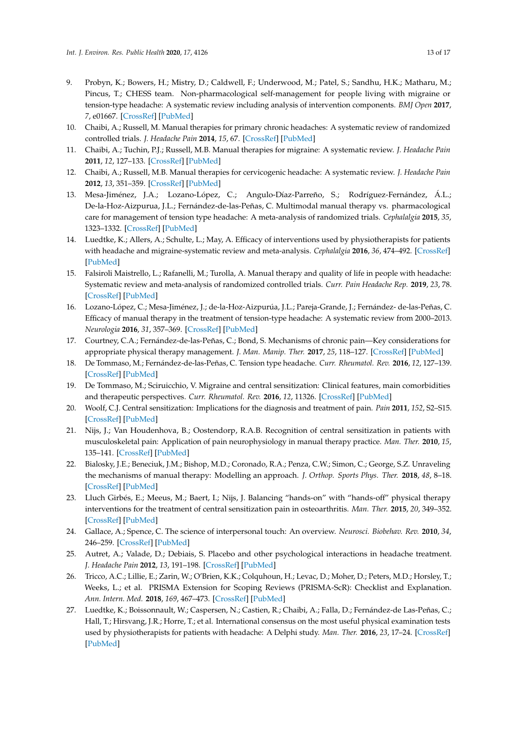9. Probyn, K.; Bowers, H.; Mistry, D.; Caldwell, F.; Underwood, M.; Patel, S.; Sandhu, H.K.; Matharu, M.; Pincus, T.; CHESS team. Non-pharmacological self-management for people living with migraine or tension-type headache: A systematic review including analysis of intervention components. *BMJ Open* **2017**, *7*, e01667. [CrossRef] [PubMed]
10. Chaibi, A.; Russell, M. Manual therapies for primary chronic headaches: A systematic review of randomized controlled trials. *J. Headache Pain* **2014**, *15*, 67. [CrossRef] [PubMed]
11. Chaibi, A.; Tuchin, P.J.; Russell, M.B. Manual therapies for migraine: A systematic review. *J. Headache Pain* **2011**, *12*, 127–133. [CrossRef] [PubMed]
12. Chaibi, A.; Russell, M.B. Manual therapies for cervicogenic headache: A systematic review. *J. Headache Pain* **2012**, *13*, 351–359. [CrossRef] [PubMed]
13. Mesa-Jiménez, J.A.; Lozano-López, C.; Angulo-Díaz-Parreño, S.; Rodríguez-Fernández, Á.L.; De-la-Hoz-Aizpurua, J.L.; Fernández-de-las-Peñas, C. Multimodal manual therapy vs. pharmacological care for management of tension type headache: A meta-analysis of randomized trials. *Cephalalgia* **2015**, *35*, 1323–1332. [CrossRef] [PubMed]
14. Luedtke, K.; Allers, A.; Schulte, L.; May, A. Efficacy of interventions used by physiotherapists for patients with headache and migraine-systematic review and meta-analysis. *Cephalalgia* **2016**, *36*, 474–492. [CrossRef] [PubMed]
15. Falsiroli Maistrello, L.; Rafanelli, M.; Turolla, A. Manual therapy and quality of life in people with headache: Systematic review and meta-analysis of randomized controlled trials. *Curr. Pain Headache Rep.* **2019**, *23*, 78. [CrossRef] [PubMed]
16. Lozano-López, C.; Mesa-Jiménez, J.; de-la-Hoz-Aizpurúa, J.L.; Pareja-Grande, J.; Fernández- de-las-Peñas, C. Efficacy of manual therapy in the treatment of tension-type headache: A systematic review from 2000–2013. *Neurologia* **2016**, *31*, 357–369. [CrossRef] [PubMed]
17. Courtney, C.A.; Fernández-de-las-Peñas, C.; Bond, S. Mechanisms of chronic pain—Key considerations for appropriate physical therapy management. *J. Man. Manip. Ther.* **2017**, *25*, 118–127. [CrossRef] [PubMed]
18. De Tommaso, M.; Fernández-de-las-Peñas, C. Tension type headache. *Curr. Rheumatol. Rev.* **2016**, *12*, 127–139. [CrossRef] [PubMed]
19. De Tommaso, M.; Sciruicchio, V. Migraine and central sensitization: Clinical features, main comorbidities and therapeutic perspectives. *Curr. Rheumatol. Rev.* **2016**, *12*, 11326. [CrossRef] [PubMed]
20. Woolf, C.J. Central sensitization: Implications for the diagnosis and treatment of pain. *Pain* **2011**, *152*, S2–S15. [CrossRef] [PubMed]
21. Nijs, J.; Van Houdenhova, B.; Oostendorp, R.A.B. Recognition of central sensitization in patients with musculoskeletal pain: Application of pain neurophysiology in manual therapy practice. *Man. Ther.* **2010**, *15*, 135–141. [CrossRef] [PubMed]
22. Bialosky, J.E.; Beneciuk, J.M.; Bishop, M.D.; Coronado, R.A.; Penza, C.W.; Simon, C.; George, S.Z. Unraveling the mechanisms of manual therapy: Modelling an approach. *J. Orthop. Sports Phys. Ther.* **2018**, *48*, 8–18. [CrossRef] [PubMed]
23. Lluch Girbés, E.; Meeus, M.; Baert, I.; Nijs, J. Balancing "hands-on" with "hands-off" physical therapy interventions for the treatment of central sensitization pain in osteoarthritis. *Man. Ther.* **2015**, *20*, 349–352. [CrossRef] [PubMed]
24. Gallace, A.; Spence, C. The science of interpersonal touch: An overview. *Neurosci. Biobehav. Rev.* **2010**, *34*, 246–259. [CrossRef] [PubMed]
25. Autret, A.; Valade, D.; Debiais, S. Placebo and other psychological interactions in headache treatment. *J. Headache Pain* **2012**, *13*, 191–198. [CrossRef] [PubMed]
26. Tricco, A.C.; Lillie, E.; Zarin, W.; O'Brien, K.K.; Colquhoun, H.; Levac, D.; Moher, D.; Peters, M.D.; Horsley, T.; Weeks, L.; et al. PRISMA Extension for Scoping Reviews (PRISMA-ScR): Checklist and Explanation. *Ann. Intern. Med.* **2018**, *169*, 467–473. [CrossRef] [PubMed]
27. Luedtke, K.; Boissonnault, W.; Caspersen, N.; Castien, R.; Chaibi, A.; Falla, D.; Fernández-de Las-Peñas, C.; Hall, T.; Hirsvang, J.R.; Horre, T.; et al. International consensus on the most useful physical examination tests used by physiotherapists for patients with headache: A Delphi study. *Man. Ther.* **2016**, *23*, 17–24. [CrossRef] [PubMed]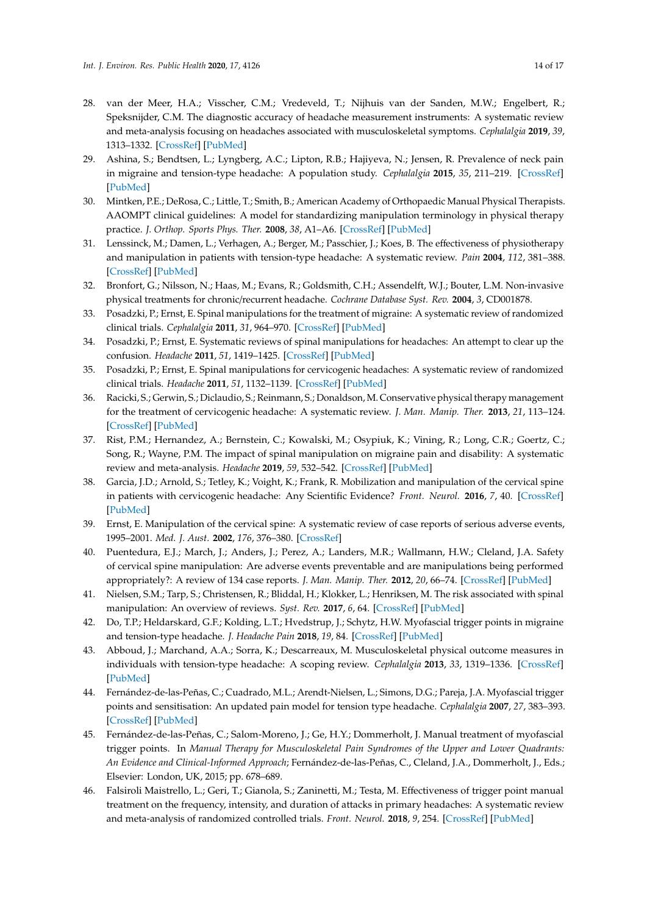28. van der Meer, H.A.; Visscher, C.M.; Vredeveld, T.; Nijhuis van der Sanden, M.W.; Engelbert, R.; Speksnijder, C.M. The diagnostic accuracy of headache measurement instruments: A systematic review and meta-analysis focusing on headaches associated with musculoskeletal symptoms. *Cephalalgia* **2019**, *39*, 1313–1332. [CrossRef] [PubMed]
29. Ashina, S.; Bendtsen, L.; Lyngberg, A.C.; Lipton, R.B.; Hajiyeva, N.; Jensen, R. Prevalence of neck pain in migraine and tension-type headache: A population study. *Cephalalgia* **2015**, *35*, 211–219. [CrossRef] [PubMed]
30. Mintken, P.E.; DeRosa, C.; Little, T.; Smith, B.; American Academy of Orthopaedic Manual Physical Therapists. AAOMPT clinical guidelines: A model for standardizing manipulation terminology in physical therapy practice. *J. Orthop. Sports Phys. Ther.* **2008**, *38*, A1–A6. [CrossRef] [PubMed]
31. Lenssinck, M.; Damen, L.; Verhagen, A.; Berger, M.; Passchier, J.; Koes, B. The effectiveness of physiotherapy and manipulation in patients with tension-type headache: A systematic review. *Pain* **2004**, *112*, 381–388. [CrossRef] [PubMed]
32. Bronfort, G.; Nilsson, N.; Haas, M.; Evans, R.; Goldsmith, C.H.; Assendelft, W.J.; Bouter, L.M. Non-invasive physical treatments for chronic/recurrent headache. *Cochrane Database Syst. Rev.* **2004**, *3*, CD001878.
33. Posadzki, P.; Ernst, E. Spinal manipulations for the treatment of migraine: A systematic review of randomized clinical trials. *Cephalalgia* **2011**, *31*, 964–970. [CrossRef] [PubMed]
34. Posadzki, P.; Ernst, E. Systematic reviews of spinal manipulations for headaches: An attempt to clear up the confusion. *Headache* **2011**, *51*, 1419–1425. [CrossRef] [PubMed]
35. Posadzki, P.; Ernst, E. Spinal manipulations for cervicogenic headaches: A systematic review of randomized clinical trials. *Headache* **2011**, *51*, 1132–1139. [CrossRef] [PubMed]
36. Racicki, S.; Gerwin, S.; Diclaudio, S.; Reinmann, S.; Donaldson, M. Conservative physical therapy management for the treatment of cervicogenic headache: A systematic review. *J. Man. Manip. Ther.* **2013**, *21*, 113–124. [CrossRef] [PubMed]
37. Rist, P.M.; Hernandez, A.; Bernstein, C.; Kowalski, M.; Osypiuk, K.; Vining, R.; Long, C.R.; Goertz, C.; Song, R.; Wayne, P.M. The impact of spinal manipulation on migraine pain and disability: A systematic review and meta-analysis. *Headache* **2019**, *59*, 532–542. [CrossRef] [PubMed]
38. Garcia, J.D.; Arnold, S.; Tetley, K.; Voight, K.; Frank, R. Mobilization and manipulation of the cervical spine in patients with cervicogenic headache: Any Scientific Evidence? *Front. Neurol.* **2016**, *7*, 40. [CrossRef] [PubMed]
39. Ernst, E. Manipulation of the cervical spine: A systematic review of case reports of serious adverse events, 1995–2001. *Med. J. Aust.* **2002**, *176*, 376–380. [CrossRef]
40. Puentedura, E.J.; March, J.; Anders, J.; Perez, A.; Landers, M.R.; Wallmann, H.W.; Cleland, J.A. Safety of cervical spine manipulation: Are adverse events preventable and are manipulations being performed appropriately?: A review of 134 case reports. *J. Man. Manip. Ther.* **2012**, *20*, 66–74. [CrossRef] [PubMed]
41. Nielsen, S.M.; Tarp, S.; Christensen, R.; Bliddal, H.; Klokker, L.; Henriksen, M. The risk associated with spinal manipulation: An overview of reviews. *Syst. Rev.* **2017**, *6*, 64. [CrossRef] [PubMed]
42. Do, T.P.; Heldarskard, G.F.; Kolding, L.T.; Hvedstrup, J.; Schytz, H.W. Myofascial trigger points in migraine and tension-type headache. *J. Headache Pain* **2018**, *19*, 84. [CrossRef] [PubMed]
43. Abboud, J.; Marchand, A.A.; Sorra, K.; Descarreaux, M. Musculoskeletal physical outcome measures in individuals with tension-type headache: A scoping review. *Cephalalgia* **2013**, *33*, 1319–1336. [CrossRef] [PubMed]
44. Fernández-de-las-Peñas, C.; Cuadrado, M.L.; Arendt-Nielsen, L.; Simons, D.G.; Pareja, J.A. Myofascial trigger points and sensitisation: An updated pain model for tension type headache. *Cephalalgia* **2007**, *27*, 383–393. [CrossRef] [PubMed]
45. Fernández-de-las-Peñas, C.; Salom-Moreno, J.; Ge, H.Y.; Dommerholt, J. Manual treatment of myofascial trigger points. In *Manual Therapy for Musculoskeletal Pain Syndromes of the Upper and Lower Quadrants: An Evidence and Clinical-Informed Approach*; Fernández-de-las-Peñas, C., Cleland, J.A., Dommerholt, J., Eds.; Elsevier: London, UK, 2015; pp. 678–689.
46. Falsiroli Maistrello, L.; Geri, T.; Gianola, S.; Zaninetti, M.; Testa, M. Effectiveness of trigger point manual treatment on the frequency, intensity, and duration of attacks in primary headaches: A systematic review and meta-analysis of randomized controlled trials. *Front. Neurol.* **2018**, *9*, 254. [CrossRef] [PubMed]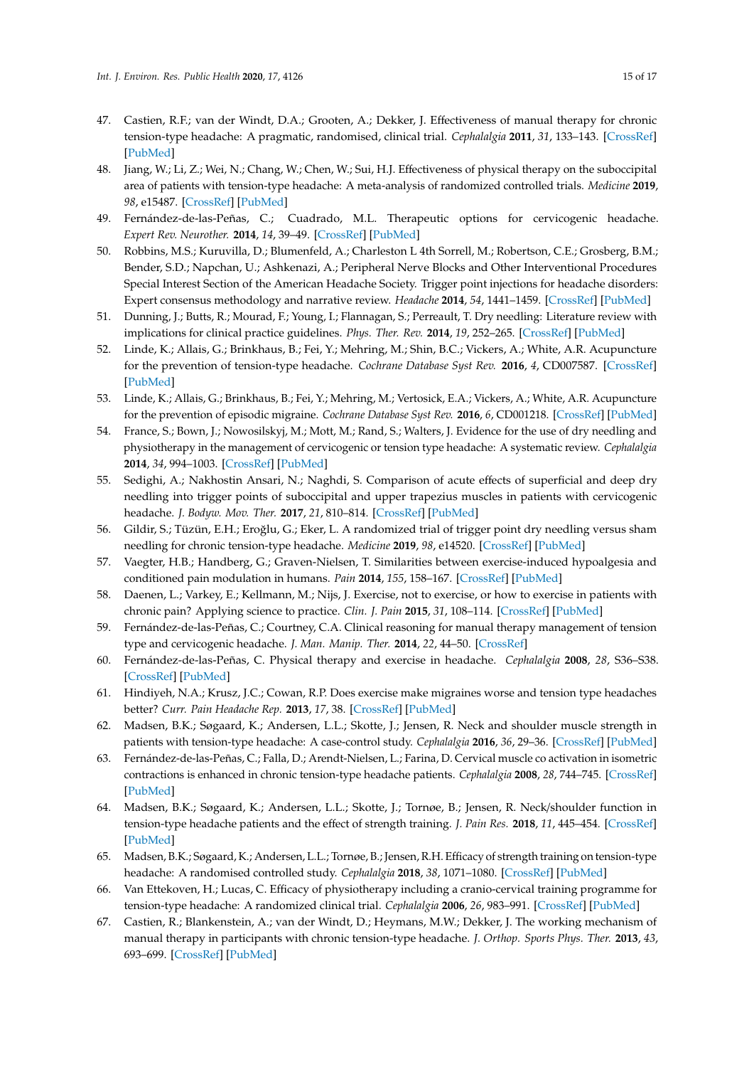47. Castien, R.F.; van der Windt, D.A.; Grooten, A.; Dekker, J. Effectiveness of manual therapy for chronic tension-type headache: A pragmatic, randomised, clinical trial. *Cephalalgia* **2011**, *31*, 133–143. [CrossRef] [PubMed]
48. Jiang, W.; Li, Z.; Wei, N.; Chang, W.; Chen, W.; Sui, H.J. Effectiveness of physical therapy on the suboccipital area of patients with tension-type headache: A meta-analysis of randomized controlled trials. *Medicine* **2019**, *98*, e15487. [CrossRef] [PubMed]
49. Fernández-de-las-Peñas, C.; Cuadrado, M.L. Therapeutic options for cervicogenic headache. *Expert Rev. Neurother.* **2014**, *14*, 39–49. [CrossRef] [PubMed]
50. Robbins, M.S.; Kuruvilla, D.; Blumenfeld, A.; Charleston L 4th Sorrell, M.; Robertson, C.E.; Grosberg, B.M.; Bender, S.D.; Napchan, U.; Ashkenazi, A.; Peripheral Nerve Blocks and Other Interventional Procedures Special Interest Section of the American Headache Society. Trigger point injections for headache disorders: Expert consensus methodology and narrative review. *Headache* **2014**, *54*, 1441–1459. [CrossRef] [PubMed]
51. Dunning, J.; Butts, R.; Mourad, F.; Young, I.; Flannagan, S.; Perreault, T. Dry needling: Literature review with implications for clinical practice guidelines. *Phys. Ther. Rev.* **2014**, *19*, 252–265. [CrossRef] [PubMed]
52. Linde, K.; Allais, G.; Brinkhaus, B.; Fei, Y.; Mehring, M.; Shin, B.C.; Vickers, A.; White, A.R. Acupuncture for the prevention of tension-type headache. *Cochrane Database Syst Rev.* **2016**, *4*, CD007587. [CrossRef] [PubMed]
53. Linde, K.; Allais, G.; Brinkhaus, B.; Fei, Y.; Mehring, M.; Vertosick, E.A.; Vickers, A.; White, A.R. Acupuncture for the prevention of episodic migraine. *Cochrane Database Syst Rev.* **2016**, *6*, CD001218. [CrossRef] [PubMed]
54. France, S.; Bown, J.; Nowosilskyj, M.; Mott, M.; Rand, S.; Walters, J. Evidence for the use of dry needling and physiotherapy in the management of cervicogenic or tension type headache: A systematic review. *Cephalalgia* **2014**, *34*, 994–1003. [CrossRef] [PubMed]
55. Sedighi, A.; Nakhostin Ansari, N.; Naghdi, S. Comparison of acute effects of superficial and deep dry needling into trigger points of suboccipital and upper trapezius muscles in patients with cervicogenic headache. *J. Bodyw. Mov. Ther.* **2017**, *21*, 810–814. [CrossRef] [PubMed]
56. Gildir, S.; Tüzün, E.H.; Eroğlu, G.; Eker, L. A randomized trial of trigger point dry needling versus sham needling for chronic tension-type headache. *Medicine* **2019**, *98*, e14520. [CrossRef] [PubMed]
57. Vaegter, H.B.; Handberg, G.; Graven-Nielsen, T. Similarities between exercise-induced hypoalgesia and conditioned pain modulation in humans. *Pain* **2014**, *155*, 158–167. [CrossRef] [PubMed]
58. Daenen, L.; Varkey, E.; Kellmann, M.; Nijs, J. Exercise, not to exercise, or how to exercise in patients with chronic pain? Applying science to practice. *Clin. J. Pain* **2015**, *31*, 108–114. [CrossRef] [PubMed]
59. Fernández-de-las-Peñas, C.; Courtney, C.A. Clinical reasoning for manual therapy management of tension type and cervicogenic headache. *J. Man. Manip. Ther.* **2014**, *22*, 44–50. [CrossRef]
60. Fernández-de-las-Peñas, C. Physical therapy and exercise in headache. *Cephalalgia* **2008**, *28*, S36–S38. [CrossRef] [PubMed]
61. Hindiyeh, N.A.; Krusz, J.C.; Cowan, R.P. Does exercise make migraines worse and tension type headaches better? *Curr. Pain Headache Rep.* **2013**, *17*, 38. [CrossRef] [PubMed]
62. Madsen, B.K.; Søgaard, K.; Andersen, L.L.; Skotte, J.; Jensen, R. Neck and shoulder muscle strength in patients with tension-type headache: A case-control study. *Cephalalgia* **2016**, *36*, 29–36. [CrossRef] [PubMed]
63. Fernández-de-las-Peñas, C.; Falla, D.; Arendt-Nielsen, L.; Farina, D. Cervical muscle co activation in isometric contractions is enhanced in chronic tension-type headache patients. *Cephalalgia* **2008**, *28*, 744–745. [CrossRef] [PubMed]
64. Madsen, B.K.; Søgaard, K.; Andersen, L.L.; Skotte, J.; Tornøe, B.; Jensen, R. Neck/shoulder function in tension-type headache patients and the effect of strength training. *J. Pain Res.* **2018**, *11*, 445–454. [CrossRef] [PubMed]
65. Madsen, B.K.; Søgaard, K.; Andersen, L.L.; Tornøe, B.; Jensen, R.H. Efficacy of strength training on tension-type headache: A randomised controlled study. *Cephalalgia* **2018**, *38*, 1071–1080. [CrossRef] [PubMed]
66. Van Ettekoven, H.; Lucas, C. Efficacy of physiotherapy including a cranio-cervical training programme for tension-type headache: A randomized clinical trial. *Cephalalgia* **2006**, *26*, 983–991. [CrossRef] [PubMed]
67. Castien, R.; Blankenstein, A.; van der Windt, D.; Heymans, M.W.; Dekker, J. The working mechanism of manual therapy in participants with chronic tension-type headache. *J. Orthop. Sports Phys. Ther.* **2013**, *43*, 693–699. [CrossRef] [PubMed]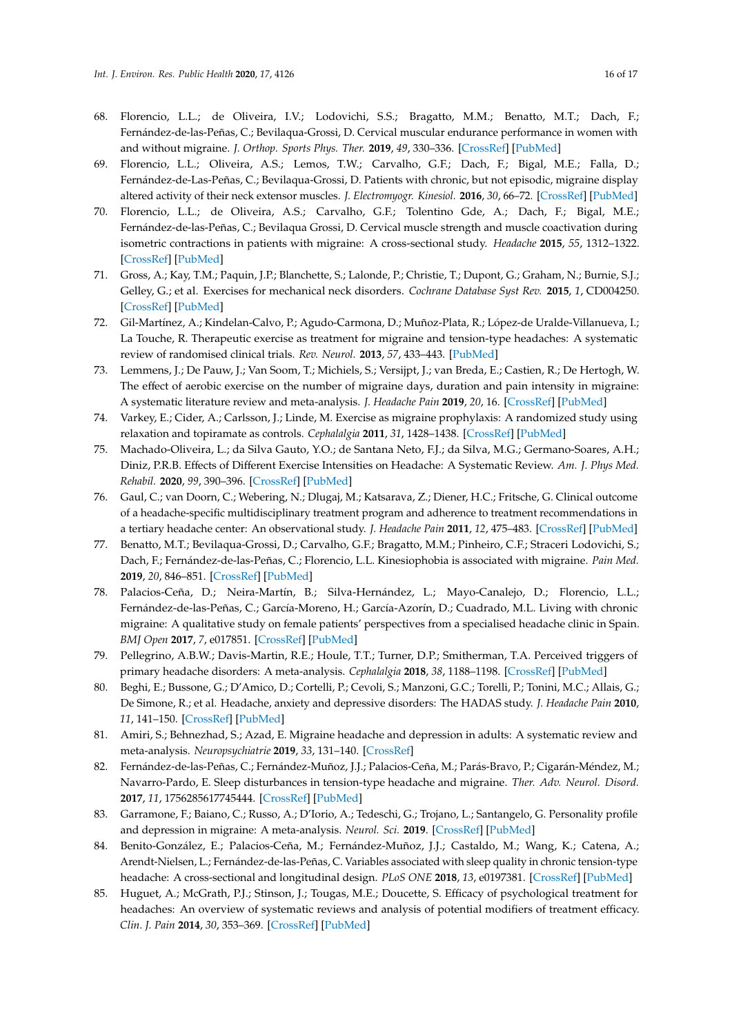68. Florencio, L.L.; de Oliveira, I.V.; Lodovichi, S.S.; Bragatto, M.M.; Benatto, M.T.; Dach, F.; Fernández-de-las-Peñas, C.; Bevilaqua-Grossi, D. Cervical muscular endurance performance in women with and without migraine. *J. Orthop. Sports Phys. Ther.* **2019**, *49*, 330–336. [CrossRef] [PubMed]
69. Florencio, L.L.; Oliveira, A.S.; Lemos, T.W.; Carvalho, G.F.; Dach, F.; Bigal, M.E.; Falla, D.; Fernández-de-Las-Peñas, C.; Bevilaqua-Grossi, D. Patients with chronic, but not episodic, migraine display altered activity of their neck extensor muscles. *J. Electromyogr. Kinesiol.* **2016**, *30*, 66–72. [CrossRef] [PubMed]
70. Florencio, L.L.; de Oliveira, A.S.; Carvalho, G.F.; Tolentino Gde, A.; Dach, F.; Bigal, M.E.; Fernández-de-las-Peñas, C.; Bevilaqua Grossi, D. Cervical muscle strength and muscle coactivation during isometric contractions in patients with migraine: A cross-sectional study. *Headache* **2015**, *55*, 1312–1322. [CrossRef] [PubMed]
71. Gross, A.; Kay, T.M.; Paquin, J.P.; Blanchette, S.; Lalonde, P.; Christie, T.; Dupont, G.; Graham, N.; Burnie, S.J.; Gelley, G.; et al. Exercises for mechanical neck disorders. *Cochrane Database Syst Rev.* **2015**, *1*, CD004250. [CrossRef] [PubMed]
72. Gil-Martínez, A.; Kindelan-Calvo, P.; Agudo-Carmona, D.; Muñoz-Plata, R.; López-de Uralde-Villanueva, I.; La Touche, R. Therapeutic exercise as treatment for migraine and tension-type headaches: A systematic review of randomised clinical trials. *Rev. Neurol.* **2013**, *57*, 433–443. [PubMed]
73. Lemmens, J.; De Pauw, J.; Van Soom, T.; Michiels, S.; Versijpt, J.; van Breda, E.; Castien, R.; De Hertogh, W. The effect of aerobic exercise on the number of migraine days, duration and pain intensity in migraine: A systematic literature review and meta-analysis. *J. Headache Pain* **2019**, *20*, 16. [CrossRef] [PubMed]
74. Varkey, E.; Cider, A.; Carlsson, J.; Linde, M. Exercise as migraine prophylaxis: A randomized study using relaxation and topiramate as controls. *Cephalalgia* **2011**, *31*, 1428–1438. [CrossRef] [PubMed]
75. Machado-Oliveira, L.; da Silva Gauto, Y.O.; de Santana Neto, F.J.; da Silva, M.G.; Germano-Soares, A.H.; Diniz, P.R.B. Effects of Different Exercise Intensities on Headache: A Systematic Review. *Am. J. Phys Med. Rehabil.* **2020**, *99*, 390–396. [CrossRef] [PubMed]
76. Gaul, C.; van Doorn, C.; Webering, N.; Dlugaj, M.; Katsarava, Z.; Diener, H.C.; Fritsche, G. Clinical outcome of a headache-specific multidisciplinary treatment program and adherence to treatment recommendations in a tertiary headache center: An observational study. *J. Headache Pain* **2011**, *12*, 475–483. [CrossRef] [PubMed]
77. Benatto, M.T.; Bevilaqua-Grossi, D.; Carvalho, G.F.; Bragatto, M.M.; Pinheiro, C.F.; Straceri Lodovichi, S.; Dach, F.; Fernández-de-las-Peñas, C.; Florencio, L.L. Kinesiophobia is associated with migraine. *Pain Med.* **2019**, *20*, 846–851. [CrossRef] [PubMed]
78. Palacios-Ceña, D.; Neira-Martín, B.; Silva-Hernández, L.; Mayo-Canalejo, D.; Florencio, L.L.; Fernández-de-las-Peñas, C.; García-Moreno, H.; García-Azorín, D.; Cuadrado, M.L. Living with chronic migraine: A qualitative study on female patients' perspectives from a specialised headache clinic in Spain. *BMJ Open* **2017**, *7*, e017851. [CrossRef] [PubMed]
79. Pellegrino, A.B.W.; Davis-Martin, R.E.; Houle, T.T.; Turner, D.P.; Smitherman, T.A. Perceived triggers of primary headache disorders: A meta-analysis. *Cephalalgia* **2018**, *38*, 1188–1198. [CrossRef] [PubMed]
80. Beghi, E.; Bussone, G.; D'Amico, D.; Cortelli, P.; Cevoli, S.; Manzoni, G.C.; Torelli, P.; Tonini, M.C.; Allais, G.; De Simone, R.; et al. Headache, anxiety and depressive disorders: The HADAS study. *J. Headache Pain* **2010**, *11*, 141–150. [CrossRef] [PubMed]
81. Amiri, S.; Behnezhad, S.; Azad, E. Migraine headache and depression in adults: A systematic review and meta-analysis. *Neuropsychiatrie* **2019**, *33*, 131–140. [CrossRef]
82. Fernández-de-las-Peñas, C.; Fernández-Muñoz, J.J.; Palacios-Ceña, M.; Parás-Bravo, P.; Cigarán-Méndez, M.; Navarro-Pardo, E. Sleep disturbances in tension-type headache and migraine. *Ther. Adv. Neurol. Disord.* **2017**, *11*, 1756285617745444. [CrossRef] [PubMed]
83. Garramone, F.; Baiano, C.; Russo, A.; D'Iorio, A.; Tedeschi, G.; Trojano, L.; Santangelo, G. Personality profile and depression in migraine: A meta-analysis. *Neurol. Sci.* **2019**. [CrossRef] [PubMed]
84. Benito-González, E.; Palacios-Ceña, M.; Fernández-Muñoz, J.J.; Castaldo, M.; Wang, K.; Catena, A.; Arendt-Nielsen, L.; Fernández-de-las-Peñas, C. Variables associated with sleep quality in chronic tension-type headache: A cross-sectional and longitudinal design. *PLoS ONE* **2018**, *13*, e0197381. [CrossRef] [PubMed]
85. Huguet, A.; McGrath, P.J.; Stinson, J.; Tougas, M.E.; Doucette, S. Efficacy of psychological treatment for headaches: An overview of systematic reviews and analysis of potential modifiers of treatment efficacy. *Clin. J. Pain* **2014**, *30*, 353–369. [CrossRef] [PubMed]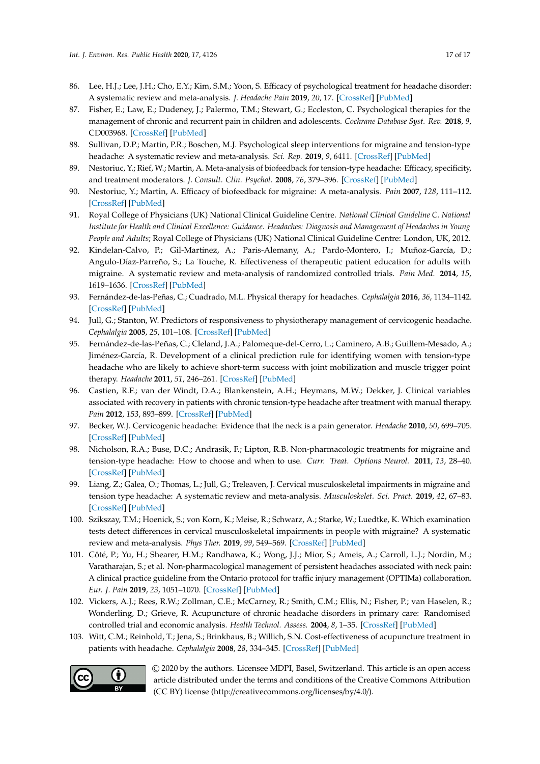86. Lee, H.J.; Lee, J.H.; Cho, E.Y.; Kim, S.M.; Yoon, S. Efficacy of psychological treatment for headache disorder: A systematic review and meta-analysis. *J. Headache Pain* **2019**, *20*, 17. [CrossRef] [PubMed]
87. Fisher, E.; Law, E.; Dudeney, J.; Palermo, T.M.; Stewart, G.; Eccleston, C. Psychological therapies for the management of chronic and recurrent pain in children and adolescents. *Cochrane Database Syst. Rev.* **2018**, *9*, CD003968. [CrossRef] [PubMed]
88. Sullivan, D.P.; Martin, P.R.; Boschen, M.J. Psychological sleep interventions for migraine and tension-type headache: A systematic review and meta-analysis. *Sci. Rep.* **2019**, *9*, 6411. [CrossRef] [PubMed]
89. Nestoriuc, Y.; Rief, W.; Martin, A. Meta-analysis of biofeedback for tension-type headache: Efficacy, specificity, and treatment moderators. *J. Consult. Clin. Psychol.* **2008**, *76*, 379–396. [CrossRef] [PubMed]
90. Nestoriuc, Y.; Martin, A. Efficacy of biofeedback for migraine: A meta-analysis. *Pain* **2007**, *128*, 111–112. [CrossRef] [PubMed]
91. Royal College of Physicians (UK) National Clinical Guideline Centre. *National Clinical Guideline C. National Institute for Health and Clinical Excellence: Guidance. Headaches: Diagnosis and Management of Headaches in Young People and Adults*; Royal College of Physicians (UK) National Clinical Guideline Centre: London, UK, 2012.
92. Kindelan-Calvo, P.; Gil-Martínez, A.; Paris-Alemany, A.; Pardo-Montero, J.; Muñoz-García, D.; Angulo-Díaz-Parreño, S.; La Touche, R. Effectiveness of therapeutic patient education for adults with migraine. A systematic review and meta-analysis of randomized controlled trials. *Pain Med.* **2014**, *15*, 1619–1636. [CrossRef] [PubMed]
93. Fernández-de-las-Peñas, C.; Cuadrado, M.L. Physical therapy for headaches. *Cephalalgia* **2016**, *36*, 1134–1142. [CrossRef] [PubMed]
94. Jull, G.; Stanton, W. Predictors of responsiveness to physiotherapy management of cervicogenic headache. *Cephalalgia* **2005**, *25*, 101–108. [CrossRef] [PubMed]
95. Fernández-de-las-Peñas, C.; Cleland, J.A.; Palomeque-del-Cerro, L.; Caminero, A.B.; Guillem-Mesado, A.; Jiménez-García, R. Development of a clinical prediction rule for identifying women with tension-type headache who are likely to achieve short-term success with joint mobilization and muscle trigger point therapy. *Headache* **2011**, *51*, 246–261. [CrossRef] [PubMed]
96. Castien, R.F.; van der Windt, D.A.; Blankenstein, A.H.; Heymans, M.W.; Dekker, J. Clinical variables associated with recovery in patients with chronic tension-type headache after treatment with manual therapy. *Pain* **2012**, *153*, 893–899. [CrossRef] [PubMed]
97. Becker, W.J. Cervicogenic headache: Evidence that the neck is a pain generator. *Headache* **2010**, *50*, 699–705. [CrossRef] [PubMed]
98. Nicholson, R.A.; Buse, D.C.; Andrasik, F.; Lipton, R.B. Non-pharmacologic treatments for migraine and tension-type headache: How to choose and when to use. *Curr. Treat. Options Neurol.* **2011**, *13*, 28–40. [CrossRef] [PubMed]
99. Liang, Z.; Galea, O.; Thomas, L.; Jull, G.; Treleaven, J. Cervical musculoskeletal impairments in migraine and tension type headache: A systematic review and meta-analysis. *Musculoskelet. Sci. Pract.* **2019**, *42*, 67–83. [CrossRef] [PubMed]
100. Szikszay, T.M.; Hoenick, S.; von Korn, K.; Meise, R.; Schwarz, A.; Starke, W.; Luedtke, K. Which examination tests detect differences in cervical musculoskeletal impairments in people with migraine? A systematic review and meta-analysis. *Phys Ther.* **2019**, *99*, 549–569. [CrossRef] [PubMed]
101. Côté, P.; Yu, H.; Shearer, H.M.; Randhawa, K.; Wong, J.J.; Mior, S.; Ameis, A.; Carroll, L.J.; Nordin, M.; Varatharajan, S.; et al. Non-pharmacological management of persistent headaches associated with neck pain: A clinical practice guideline from the Ontario protocol for traffic injury management (OPTIMa) collaboration. *Eur. J. Pain* **2019**, *23*, 1051–1070. [CrossRef] [PubMed]
102. Vickers, A.J.; Rees, R.W.; Zollman, C.E.; McCarney, R.; Smith, C.M.; Ellis, N.; Fisher, P.; van Haselen, R.; Wonderling, D.; Grieve, R. Acupuncture of chronic headache disorders in primary care: Randomised controlled trial and economic analysis. *Health Technol. Assess.* **2004**, *8*, 1–35. [CrossRef] [PubMed]
103. Witt, C.M.; Reinhold, T.; Jena, S.; Brinkhaus, B.; Willich, S.N. Cost-effectiveness of acupuncture treatment in patients with headache. *Cephalalgia* **2008**, *28*, 334–345. [CrossRef] [PubMed]

© 2020 by the authors. Licensee MDPI, Basel, Switzerland. This article is an open access article distributed under the terms and conditions of the Creative Commons Attribution (CC BY) license (http://creativecommons.org/licenses/by/4.0/).